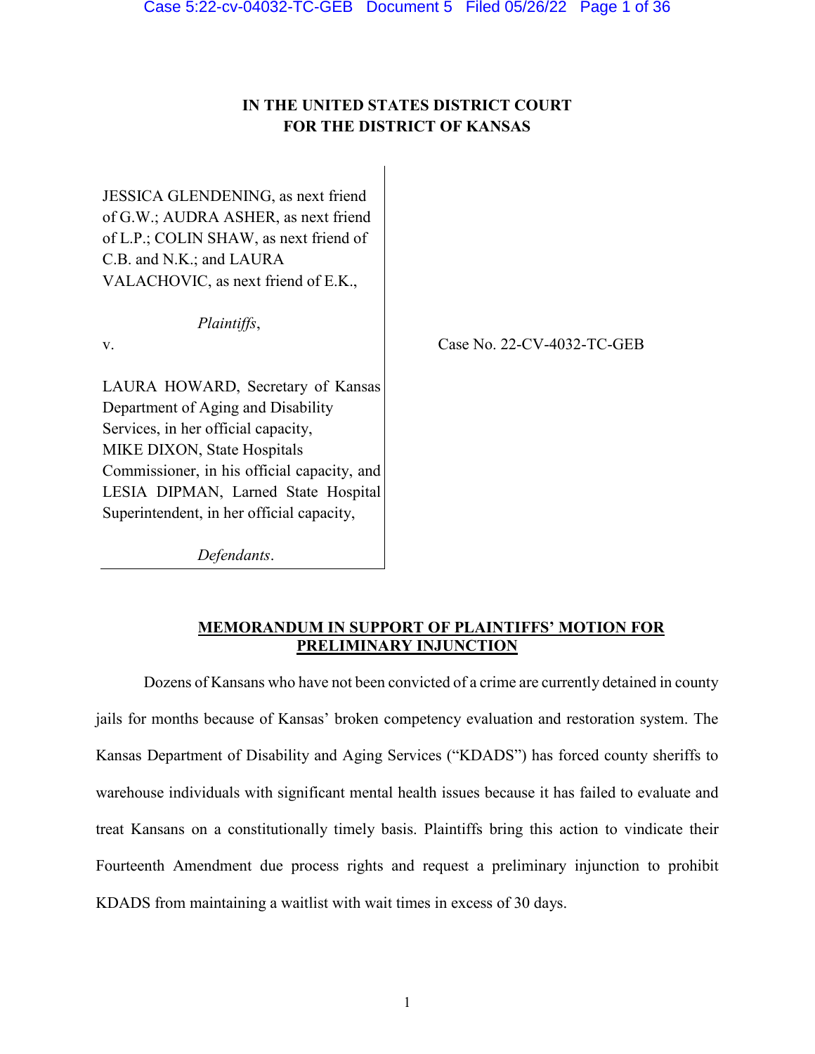# IN THE UNITED STATES DISTRICT COURT
# FOR THE DISTRICT OF KANSAS

JESSICA GLENDENING, as next friend of G.W.; AUDRA ASHER, as next friend of L.P.; COLIN SHAW, as next friend of C.B. and N.K.; and LAURA VALACHOVIC, as next friend of E.K.,

*Plaintiffs*,

v.

LAURA HOWARD, Secretary of Kansas Department of Aging and Disability Services, in her official capacity, MIKE DIXON, State Hospitals Commissioner, in his official capacity, and LESIA DIPMAN, Larned State Hospital Superintendent, in her official capacity,

*Defendants*.

Case No. 22-CV-4032-TC-GEB

## MEMORANDUM IN SUPPORT OF PLAINTIFFS' MOTION FOR PRELIMINARY INJUNCTION

Dozens of Kansans who have not been convicted of a crime are currently detained in county jails for months because of Kansas' broken competency evaluation and restoration system. The Kansas Department of Disability and Aging Services ("KDADS") has forced county sheriffs to warehouse individuals with significant mental health issues because it has failed to evaluate and treat Kansans on a constitutionally timely basis. Plaintiffs bring this action to vindicate their Fourteenth Amendment due process rights and request a preliminary injunction to prohibit KDADS from maintaining a waitlist with wait times in excess of 30 days.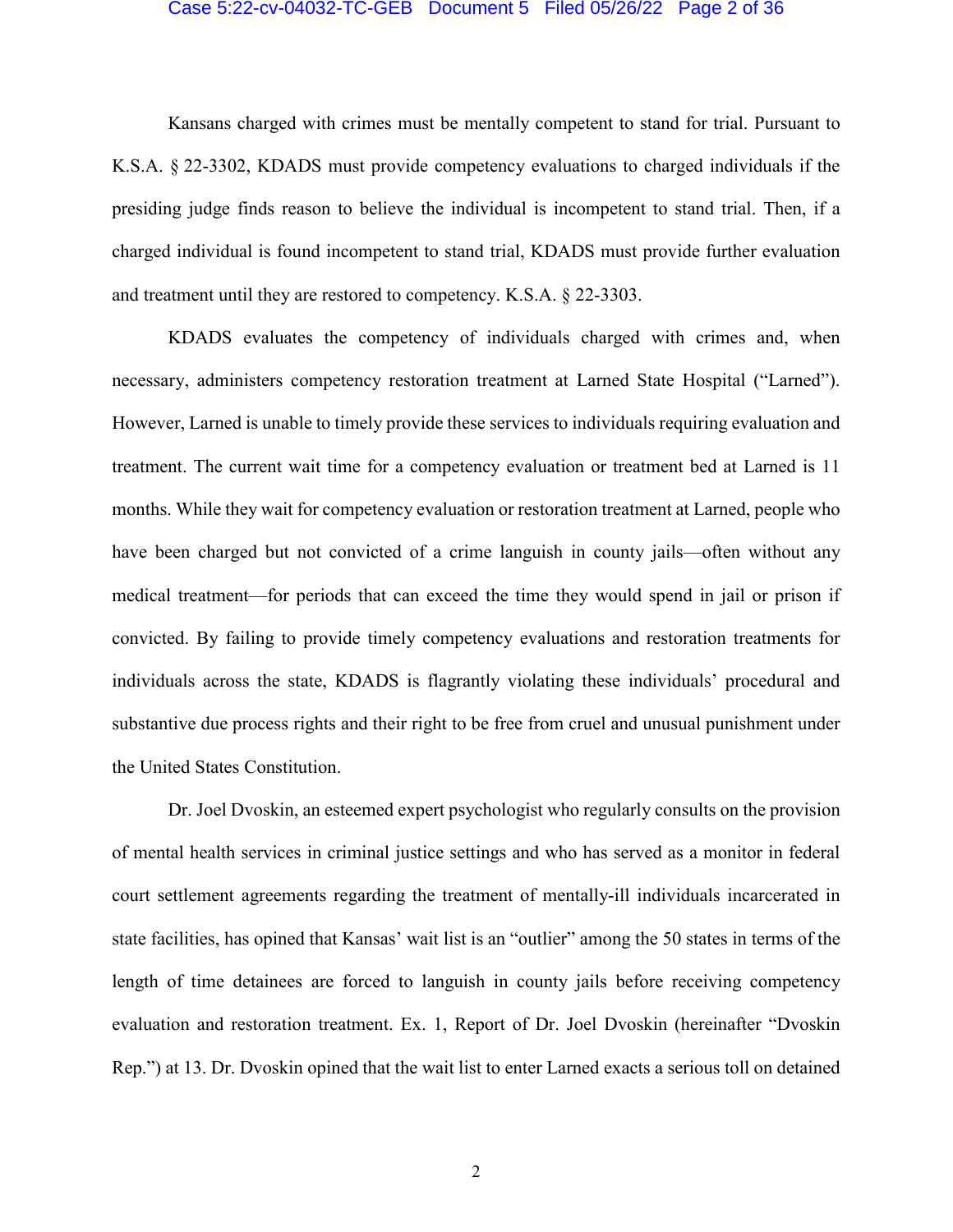Kansans charged with crimes must be mentally competent to stand for trial. Pursuant to K.S.A. § 22-3302, KDADS must provide competency evaluations to charged individuals if the presiding judge finds reason to believe the individual is incompetent to stand trial. Then, if a charged individual is found incompetent to stand trial, KDADS must provide further evaluation and treatment until they are restored to competency. K.S.A. § 22-3303.

KDADS evaluates the competency of individuals charged with crimes and, when necessary, administers competency restoration treatment at Larned State Hospital ("Larned"). However, Larned is unable to timely provide these services to individuals requiring evaluation and treatment. The current wait time for a competency evaluation or treatment bed at Larned is 11 months. While they wait for competency evaluation or restoration treatment at Larned, people who have been charged but not convicted of a crime languish in county jails—often without any medical treatment—for periods that can exceed the time they would spend in jail or prison if convicted. By failing to provide timely competency evaluations and restoration treatments for individuals across the state, KDADS is flagrantly violating these individuals' procedural and substantive due process rights and their right to be free from cruel and unusual punishment under the United States Constitution.

Dr. Joel Dvoskin, an esteemed expert psychologist who regularly consults on the provision of mental health services in criminal justice settings and who has served as a monitor in federal court settlement agreements regarding the treatment of mentally-ill individuals incarcerated in state facilities, has opined that Kansas' wait list is an "outlier" among the 50 states in terms of the length of time detainees are forced to languish in county jails before receiving competency evaluation and restoration treatment. Ex. 1, Report of Dr. Joel Dvoskin (hereinafter "Dvoskin Rep.") at 13. Dr. Dvoskin opined that the wait list to enter Larned exacts a serious toll on detained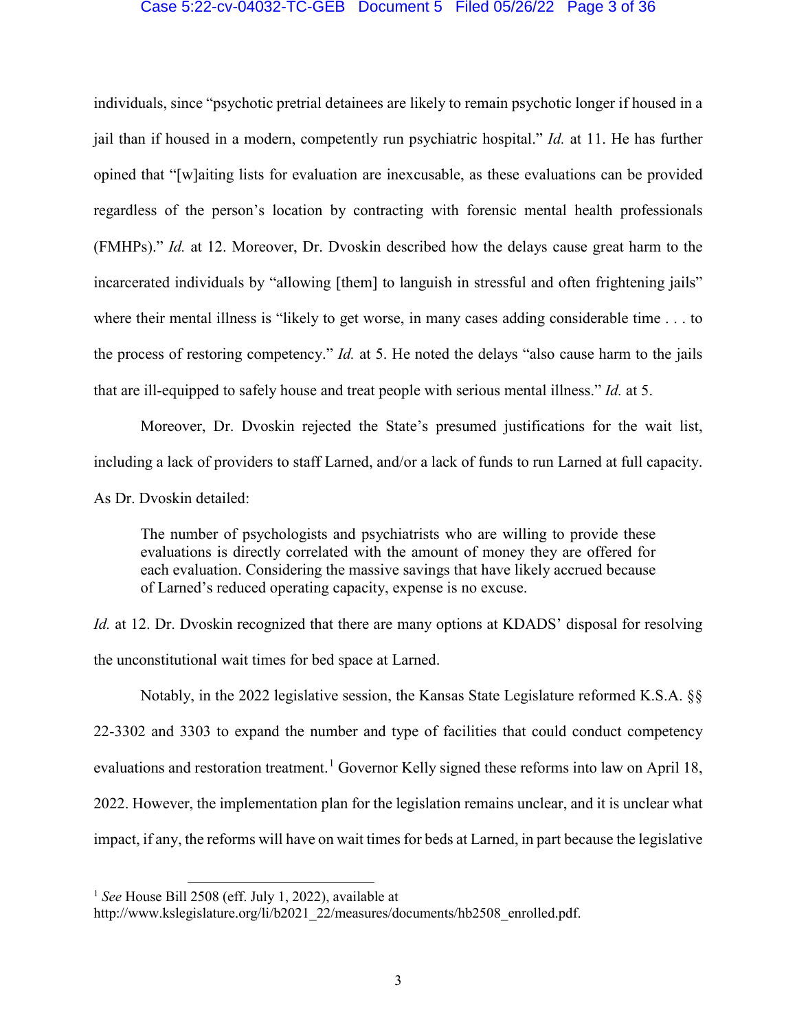individuals, since "psychotic pretrial detainees are likely to remain psychotic longer if housed in a jail than if housed in a modern, competently run psychiatric hospital." *Id.* at 11. He has further opined that "[w]aiting lists for evaluation are inexcusable, as these evaluations can be provided regardless of the person's location by contracting with forensic mental health professionals (FMHPs)." *Id.* at 12. Moreover, Dr. Dvoskin described how the delays cause great harm to the incarcerated individuals by "allowing [them] to languish in stressful and often frightening jails" where their mental illness is "likely to get worse, in many cases adding considerable time . . . to the process of restoring competency." *Id.* at 5. He noted the delays "also cause harm to the jails that are ill-equipped to safely house and treat people with serious mental illness." *Id.* at 5.

Moreover, Dr. Dvoskin rejected the State's presumed justifications for the wait list, including a lack of providers to staff Larned, and/or a lack of funds to run Larned at full capacity. As Dr. Dvoskin detailed:

> The number of psychologists and psychiatrists who are willing to provide these evaluations is directly correlated with the amount of money they are offered for each evaluation. Considering the massive savings that have likely accrued because of Larned's reduced operating capacity, expense is no excuse.

*Id.* at 12. Dr. Dvoskin recognized that there are many options at KDADS' disposal for resolving the unconstitutional wait times for bed space at Larned.

Notably, in the 2022 legislative session, the Kansas State Legislature reformed K.S.A. §§ 22-3302 and 3303 to expand the number and type of facilities that could conduct competency evaluations and restoration treatment.[1] Governor Kelly signed these reforms into law on April 18, 2022. However, the implementation plan for the legislation remains unclear, and it is unclear what impact, if any, the reforms will have on wait times for beds at Larned, in part because the legislative

---

[1] *See* House Bill 2508 (eff. July 1, 2022), available at http://www.kslegislature.org/li/b2021_22/measures/documents/hb2508_enrolled.pdf.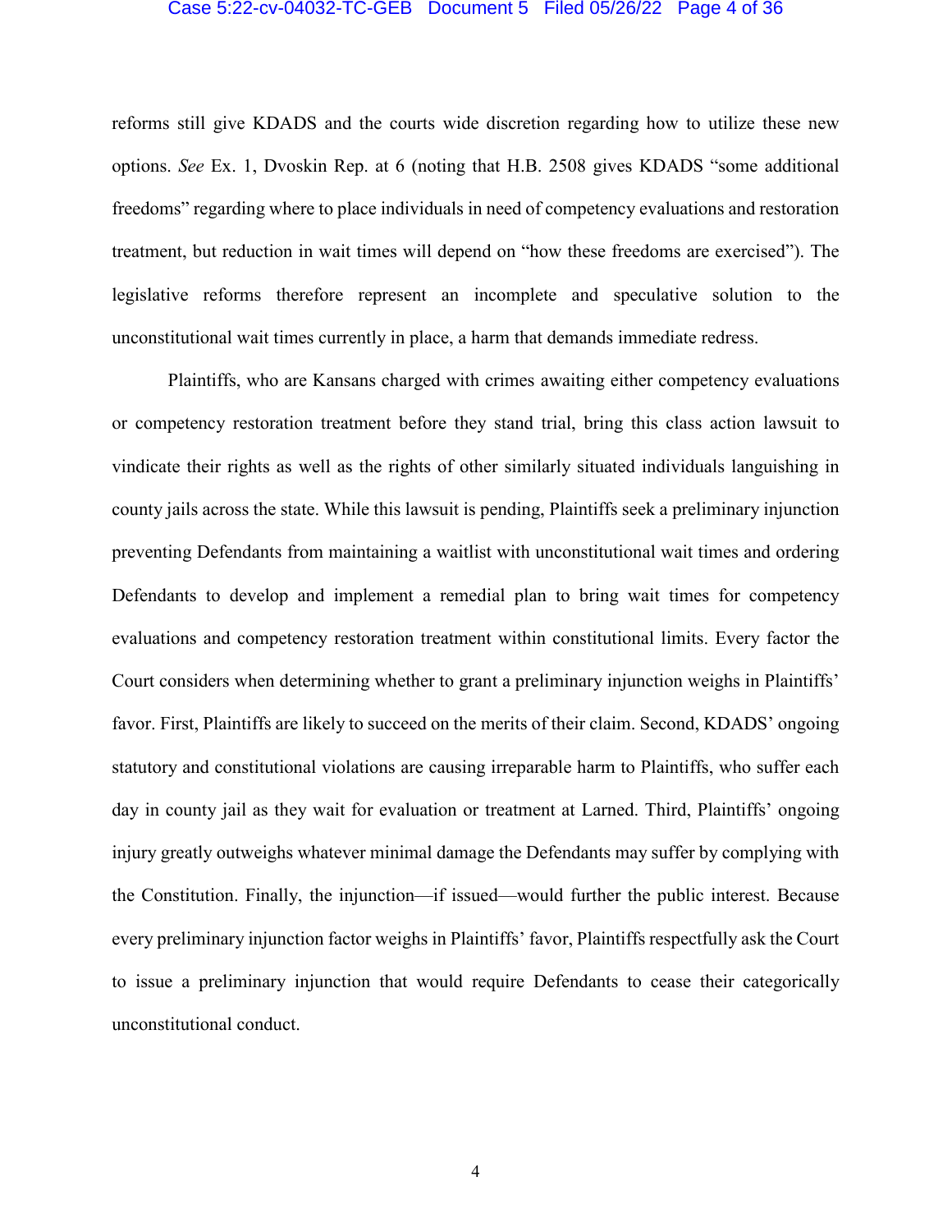reforms still give KDADS and the courts wide discretion regarding how to utilize these new options. *See* Ex. 1, Dvoskin Rep. at 6 (noting that H.B. 2508 gives KDADS "some additional freedoms" regarding where to place individuals in need of competency evaluations and restoration treatment, but reduction in wait times will depend on "how these freedoms are exercised"). The legislative reforms therefore represent an incomplete and speculative solution to the unconstitutional wait times currently in place, a harm that demands immediate redress.

Plaintiffs, who are Kansans charged with crimes awaiting either competency evaluations or competency restoration treatment before they stand trial, bring this class action lawsuit to vindicate their rights as well as the rights of other similarly situated individuals languishing in county jails across the state. While this lawsuit is pending, Plaintiffs seek a preliminary injunction preventing Defendants from maintaining a waitlist with unconstitutional wait times and ordering Defendants to develop and implement a remedial plan to bring wait times for competency evaluations and competency restoration treatment within constitutional limits. Every factor the Court considers when determining whether to grant a preliminary injunction weighs in Plaintiffs' favor. First, Plaintiffs are likely to succeed on the merits of their claim. Second, KDADS' ongoing statutory and constitutional violations are causing irreparable harm to Plaintiffs, who suffer each day in county jail as they wait for evaluation or treatment at Larned. Third, Plaintiffs' ongoing injury greatly outweighs whatever minimal damage the Defendants may suffer by complying with the Constitution. Finally, the injunction—if issued—would further the public interest. Because every preliminary injunction factor weighs in Plaintiffs' favor, Plaintiffs respectfully ask the Court to issue a preliminary injunction that would require Defendants to cease their categorically unconstitutional conduct.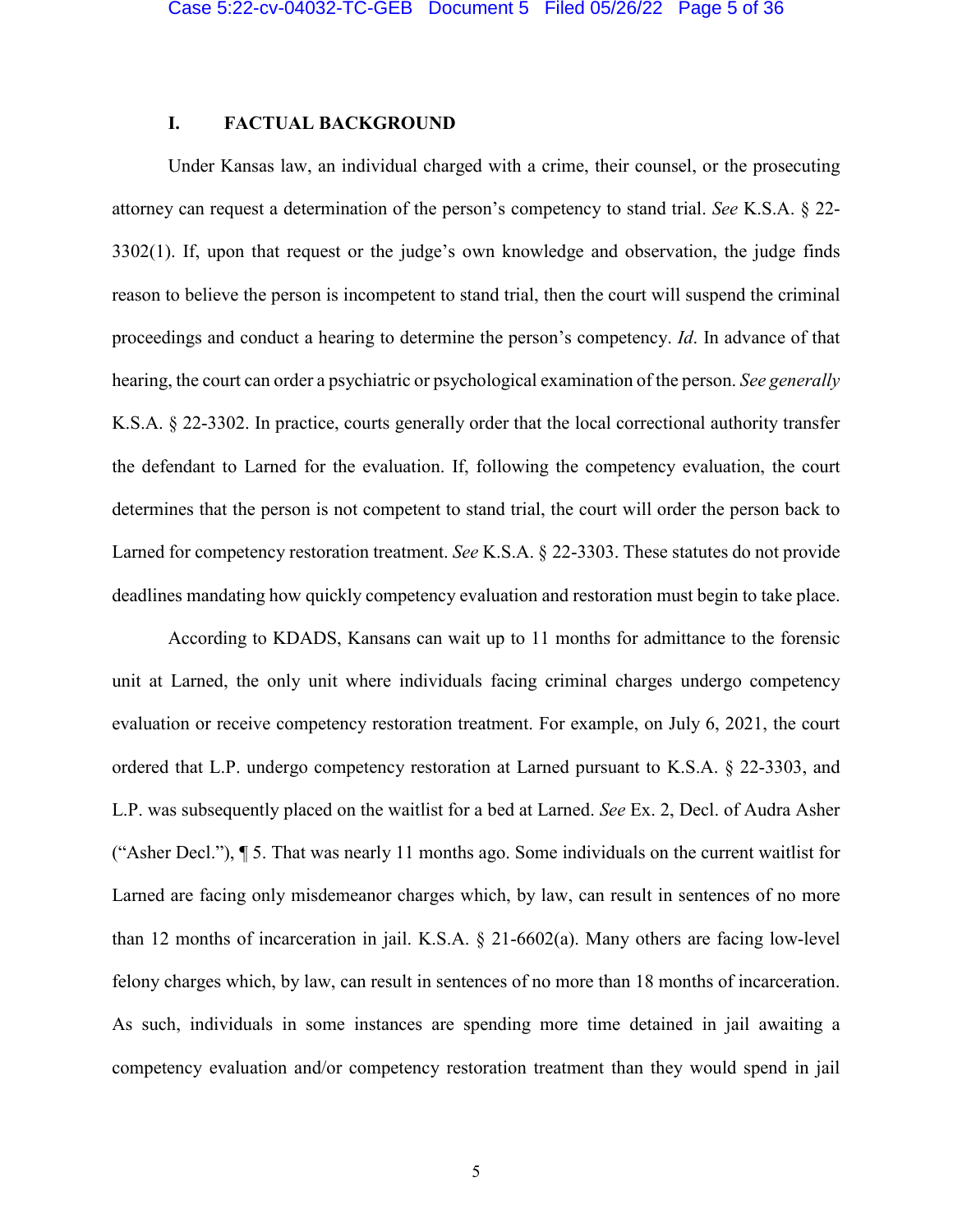## I. FACTUAL BACKGROUND

Under Kansas law, an individual charged with a crime, their counsel, or the prosecuting attorney can request a determination of the person's competency to stand trial. *See* K.S.A. § 22-3302(1). If, upon that request or the judge's own knowledge and observation, the judge finds reason to believe the person is incompetent to stand trial, then the court will suspend the criminal proceedings and conduct a hearing to determine the person's competency. *Id*. In advance of that hearing, the court can order a psychiatric or psychological examination of the person. *See generally* K.S.A. § 22-3302. In practice, courts generally order that the local correctional authority transfer the defendant to Larned for the evaluation. If, following the competency evaluation, the court determines that the person is not competent to stand trial, the court will order the person back to Larned for competency restoration treatment. *See* K.S.A. § 22-3303. These statutes do not provide deadlines mandating how quickly competency evaluation and restoration must begin to take place.

According to KDADS, Kansans can wait up to 11 months for admittance to the forensic unit at Larned, the only unit where individuals facing criminal charges undergo competency evaluation or receive competency restoration treatment. For example, on July 6, 2021, the court ordered that L.P. undergo competency restoration at Larned pursuant to K.S.A. § 22-3303, and L.P. was subsequently placed on the waitlist for a bed at Larned. *See* Ex. 2, Decl. of Audra Asher ("Asher Decl."), ¶ 5. That was nearly 11 months ago. Some individuals on the current waitlist for Larned are facing only misdemeanor charges which, by law, can result in sentences of no more than 12 months of incarceration in jail. K.S.A. § 21-6602(a). Many others are facing low-level felony charges which, by law, can result in sentences of no more than 18 months of incarceration. As such, individuals in some instances are spending more time detained in jail awaiting a competency evaluation and/or competency restoration treatment than they would spend in jail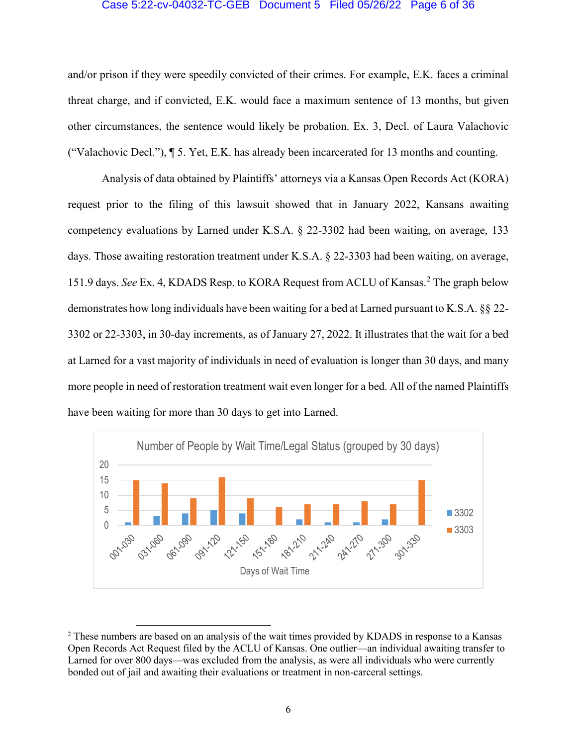and/or prison if they were speedily convicted of their crimes. For example, E.K. faces a criminal threat charge, and if convicted, E.K. would face a maximum sentence of 13 months, but given other circumstances, the sentence would likely be probation. Ex. 3, Decl. of Laura Valachovic ("Valachovic Decl."), ¶ 5. Yet, E.K. has already been incarcerated for 13 months and counting.

Analysis of data obtained by Plaintiffs' attorneys via a Kansas Open Records Act (KORA) request prior to the filing of this lawsuit showed that in January 2022, Kansans awaiting competency evaluations by Larned under K.S.A. § 22-3302 had been waiting, on average, 133 days. Those awaiting restoration treatment under K.S.A. § 22-3303 had been waiting, on average, 151.9 days. *See* Ex. 4, KDADS Resp. to KORA Request from ACLU of Kansas.[2] The graph below demonstrates how long individuals have been waiting for a bed at Larned pursuant to K.S.A. §§ 22-3302 or 22-3303, in 30-day increments, as of January 27, 2022. It illustrates that the wait for a bed at Larned for a vast majority of individuals in need of evaluation is longer than 30 days, and many more people in need of restoration treatment wait even longer for a bed. All of the named Plaintiffs have been waiting for more than 30 days to get into Larned.

Number of People by Wait Time/Legal Status (grouped by 30 days)

[2] These numbers are based on an analysis of the wait times provided by KDADS in response to a Kansas Open Records Act Request filed by the ACLU of Kansas. One outlier—an individual awaiting transfer to Larned for over 800 days—was excluded from the analysis, as were all individuals who were currently bonded out of jail and awaiting their evaluations or treatment in non-carceral settings.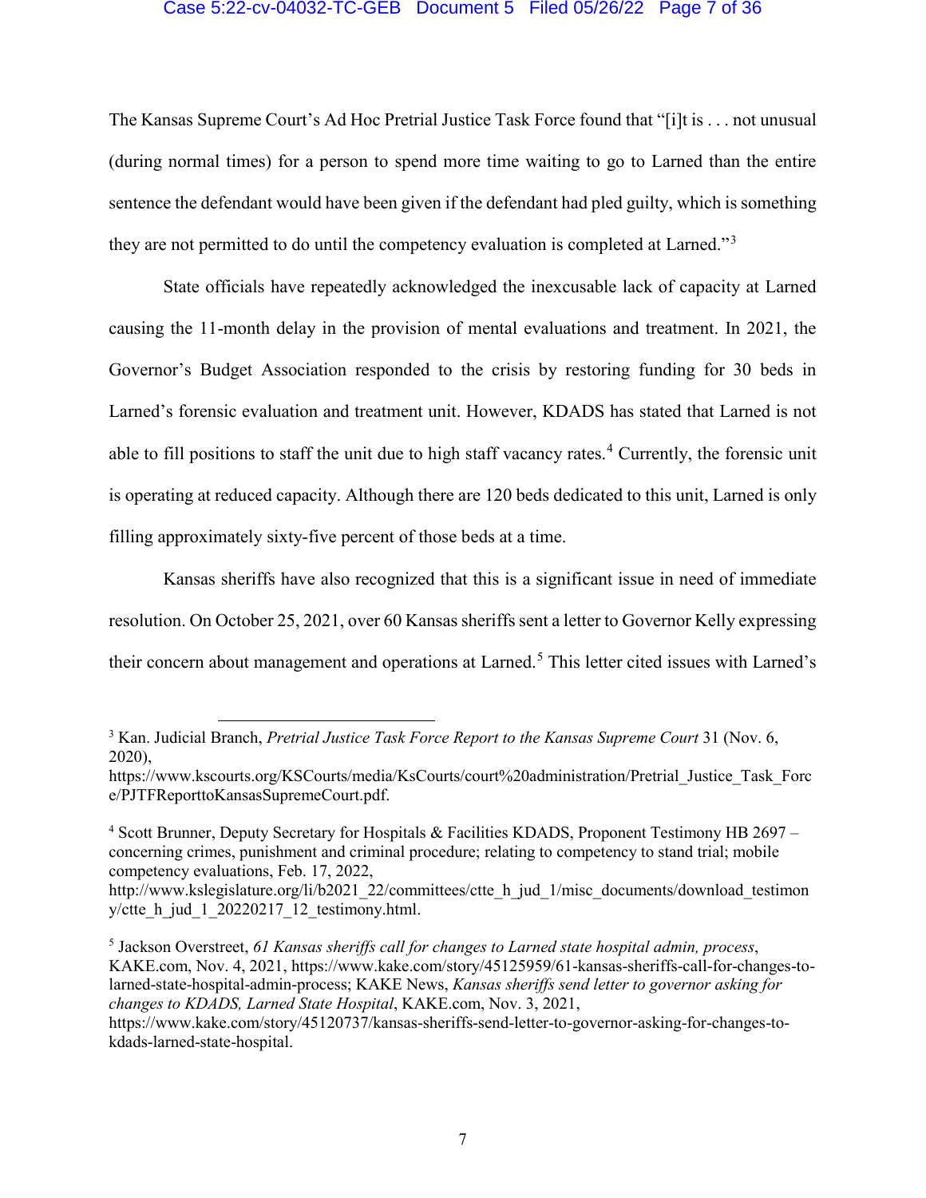The Kansas Supreme Court's Ad Hoc Pretrial Justice Task Force found that "[i]t is . . . not unusual (during normal times) for a person to spend more time waiting to go to Larned than the entire sentence the defendant would have been given if the defendant had pled guilty, which is something they are not permitted to do until the competency evaluation is completed at Larned."[3]

State officials have repeatedly acknowledged the inexcusable lack of capacity at Larned causing the 11-month delay in the provision of mental evaluations and treatment. In 2021, the Governor's Budget Association responded to the crisis by restoring funding for 30 beds in Larned's forensic evaluation and treatment unit. However, KDADS has stated that Larned is not able to fill positions to staff the unit due to high staff vacancy rates.[4] Currently, the forensic unit is operating at reduced capacity. Although there are 120 beds dedicated to this unit, Larned is only filling approximately sixty-five percent of those beds at a time.

Kansas sheriffs have also recognized that this is a significant issue in need of immediate resolution. On October 25, 2021, over 60 Kansas sheriffs sent a letter to Governor Kelly expressing their concern about management and operations at Larned.[5] This letter cited issues with Larned's

---

[3] Kan. Judicial Branch, *Pretrial Justice Task Force Report to the Kansas Supreme Court* 31 (Nov. 6, 2020), https://www.kscourts.org/KSCourts/media/KsCourts/court%20administration/Pretrial_Justice_Task_Force/PJTFReporttoKansasSupremeCourt.pdf.

[4] Scott Brunner, Deputy Secretary for Hospitals & Facilities KDADS, Proponent Testimony HB 2697 – concerning crimes, punishment and criminal procedure; relating to competency to stand trial; mobile competency evaluations, Feb. 17, 2022, http://www.kslegislature.org/li/b2021_22/committees/ctte_h_jud_1/misc_documents/download_testimony/ctte_h_jud_1_20220217_12_testimony.html.

[5] Jackson Overstreet, *61 Kansas sheriffs call for changes to Larned state hospital admin, process*, KAKE.com, Nov. 4, 2021, https://www.kake.com/story/45125959/61-kansas-sheriffs-call-for-changes-to-larned-state-hospital-admin-process; KAKE News, *Kansas sheriffs send letter to governor asking for changes to KDADS, Larned State Hospital*, KAKE.com, Nov. 3, 2021, https://www.kake.com/story/45120737/kansas-sheriffs-send-letter-to-governor-asking-for-changes-to-kdads-larned-state-hospital.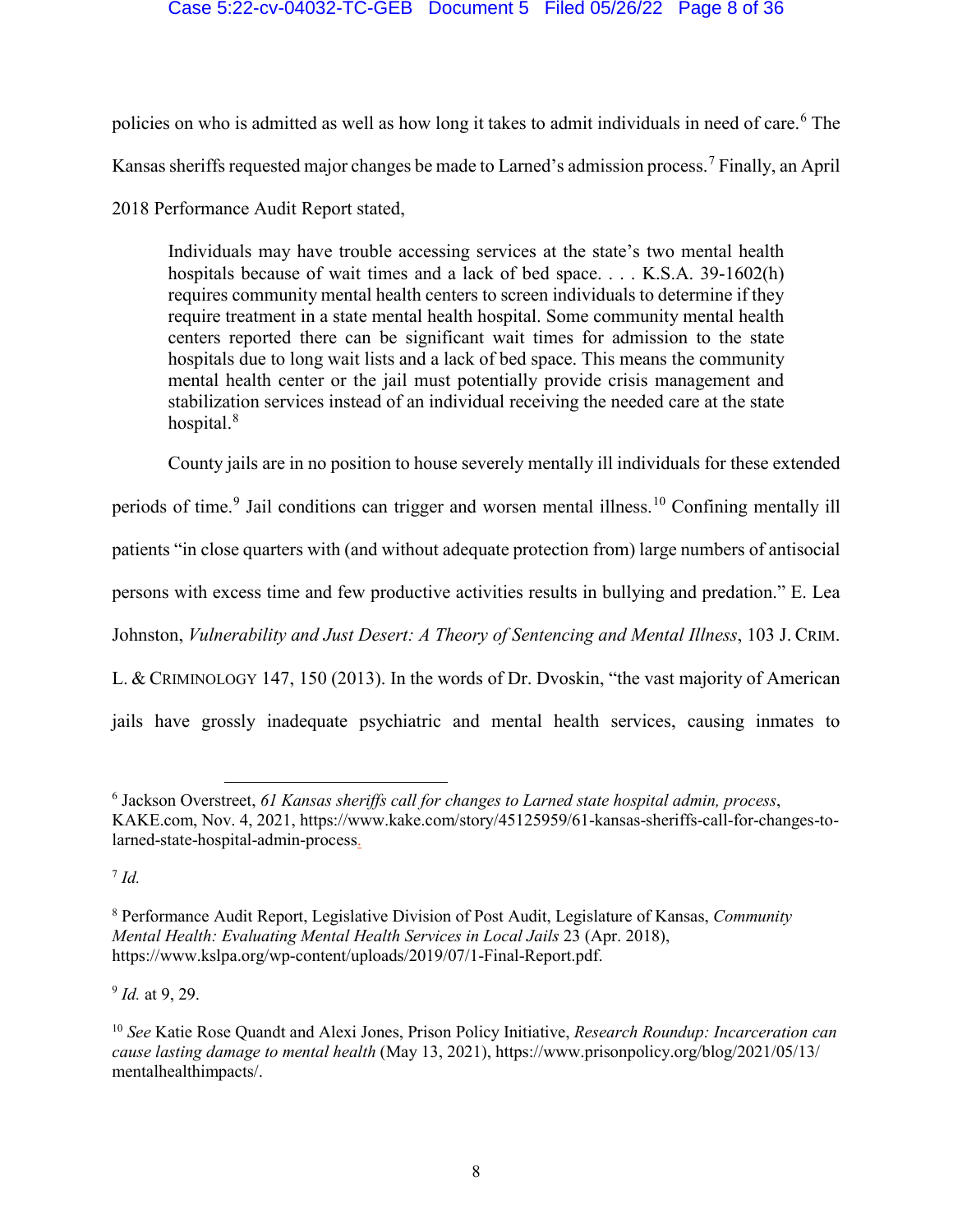policies on who is admitted as well as how long it takes to admit individuals in need of care.[6] The Kansas sheriffs requested major changes be made to Larned's admission process.[7] Finally, an April 2018 Performance Audit Report stated,

> Individuals may have trouble accessing services at the state's two mental health hospitals because of wait times and a lack of bed space. . . . K.S.A. 39-1602(h) requires community mental health centers to screen individuals to determine if they require treatment in a state mental health hospital. Some community mental health centers reported there can be significant wait times for admission to the state hospitals due to long wait lists and a lack of bed space. This means the community mental health center or the jail must potentially provide crisis management and stabilization services instead of an individual receiving the needed care at the state hospital.[8]

County jails are in no position to house severely mentally ill individuals for these extended periods of time.[9] Jail conditions can trigger and worsen mental illness.[10] Confining mentally ill patients "in close quarters with (and without adequate protection from) large numbers of antisocial persons with excess time and few productive activities results in bullying and predation." E. Lea Johnston, *Vulnerability and Just Desert: A Theory of Sentencing and Mental Illness*, 103 J. CRIM. L. & CRIMINOLOGY 147, 150 (2013). In the words of Dr. Dvoskin, "the vast majority of American jails have grossly inadequate psychiatric and mental health services, causing inmates to

---

[6] Jackson Overstreet, *61 Kansas sheriffs call for changes to Larned state hospital admin, process*, KAKE.com, Nov. 4, 2021, https://www.kake.com/story/45125959/61-kansas-sheriffs-call-for-changes-to-larned-state-hospital-admin-process.

[7] *Id.*

[8] Performance Audit Report, Legislative Division of Post Audit, Legislature of Kansas, *Community Mental Health: Evaluating Mental Health Services in Local Jails* 23 (Apr. 2018), https://www.kslpa.org/wp-content/uploads/2019/07/1-Final-Report.pdf.

[9] *Id.* at 9, 29.

[10] *See* Katie Rose Quandt and Alexi Jones, Prison Policy Initiative, *Research Roundup: Incarceration can cause lasting damage to mental health* (May 13, 2021), https://www.prisonpolicy.org/blog/2021/05/13/mentalhealthimpacts/.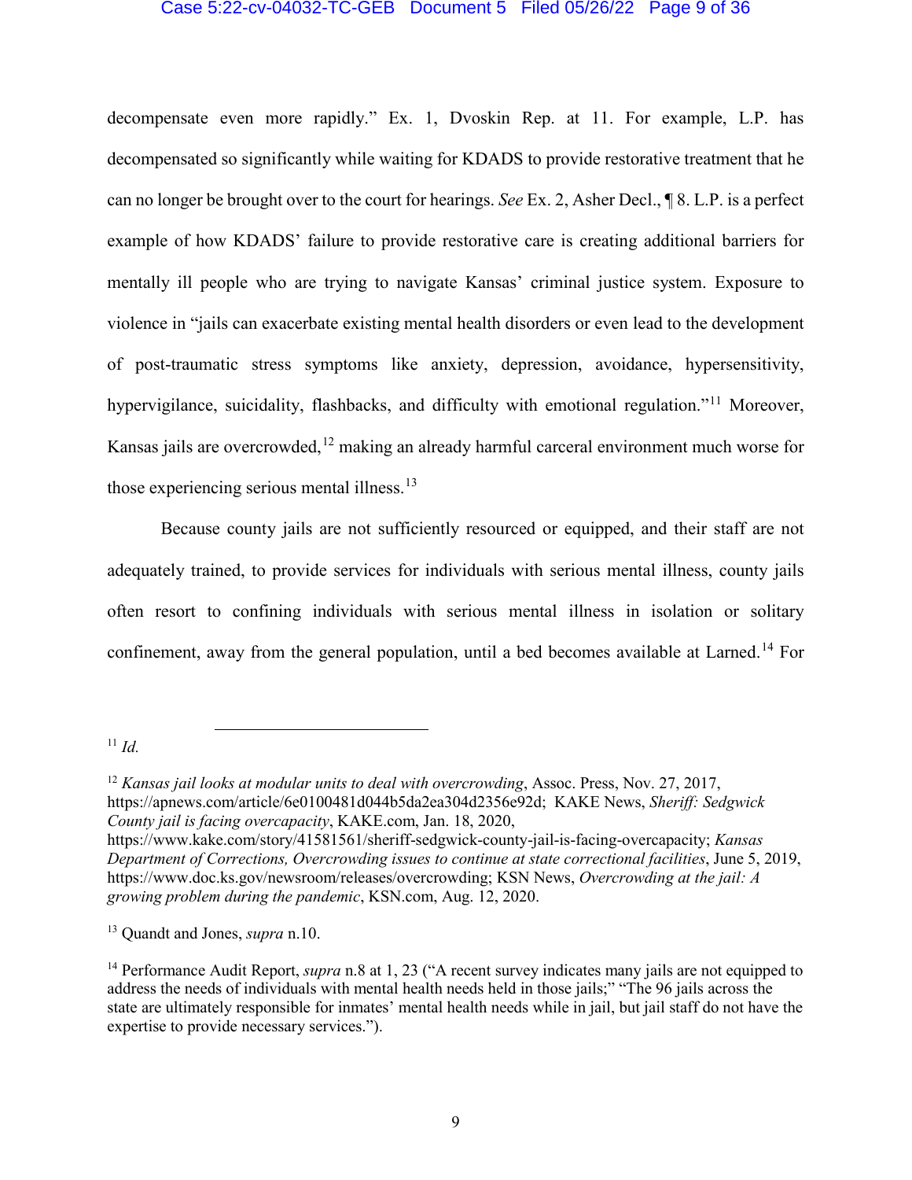decompensate even more rapidly." Ex. 1, Dvoskin Rep. at 11. For example, L.P. has decompensated so significantly while waiting for KDADS to provide restorative treatment that he can no longer be brought over to the court for hearings. *See* Ex. 2, Asher Decl., ¶ 8. L.P. is a perfect example of how KDADS' failure to provide restorative care is creating additional barriers for mentally ill people who are trying to navigate Kansas' criminal justice system. Exposure to violence in "jails can exacerbate existing mental health disorders or even lead to the development of post-traumatic stress symptoms like anxiety, depression, avoidance, hypersensitivity, hypervigilance, suicidality, flashbacks, and difficulty with emotional regulation."[11] Moreover, Kansas jails are overcrowded,[12] making an already harmful carceral environment much worse for those experiencing serious mental illness.[13]

Because county jails are not sufficiently resourced or equipped, and their staff are not adequately trained, to provide services for individuals with serious mental illness, county jails often resort to confining individuals with serious mental illness in isolation or solitary confinement, away from the general population, until a bed becomes available at Larned.[14] For

---

[11] *Id.*

[12] *Kansas jail looks at modular units to deal with overcrowding*, Assoc. Press, Nov. 27, 2017, https://apnews.com/article/6e0100481d044b5da2ea304d2356e92d; KAKE News, *Sheriff: Sedgwick County jail is facing overcapacity*, KAKE.com, Jan. 18, 2020, https://www.kake.com/story/41581561/sheriff-sedgwick-county-jail-is-facing-overcapacity; *Kansas Department of Corrections, Overcrowding issues to continue at state correctional facilities*, June 5, 2019, https://www.doc.ks.gov/newsroom/releases/overcrowding; KSN News, *Overcrowding at the jail: A growing problem during the pandemic*, KSN.com, Aug. 12, 2020.

[13] Quandt and Jones, *supra* n.10.

[14] Performance Audit Report, *supra* n.8 at 1, 23 ("A recent survey indicates many jails are not equipped to address the needs of individuals with mental health needs held in those jails;" "The 96 jails across the state are ultimately responsible for inmates' mental health needs while in jail, but jail staff do not have the expertise to provide necessary services.").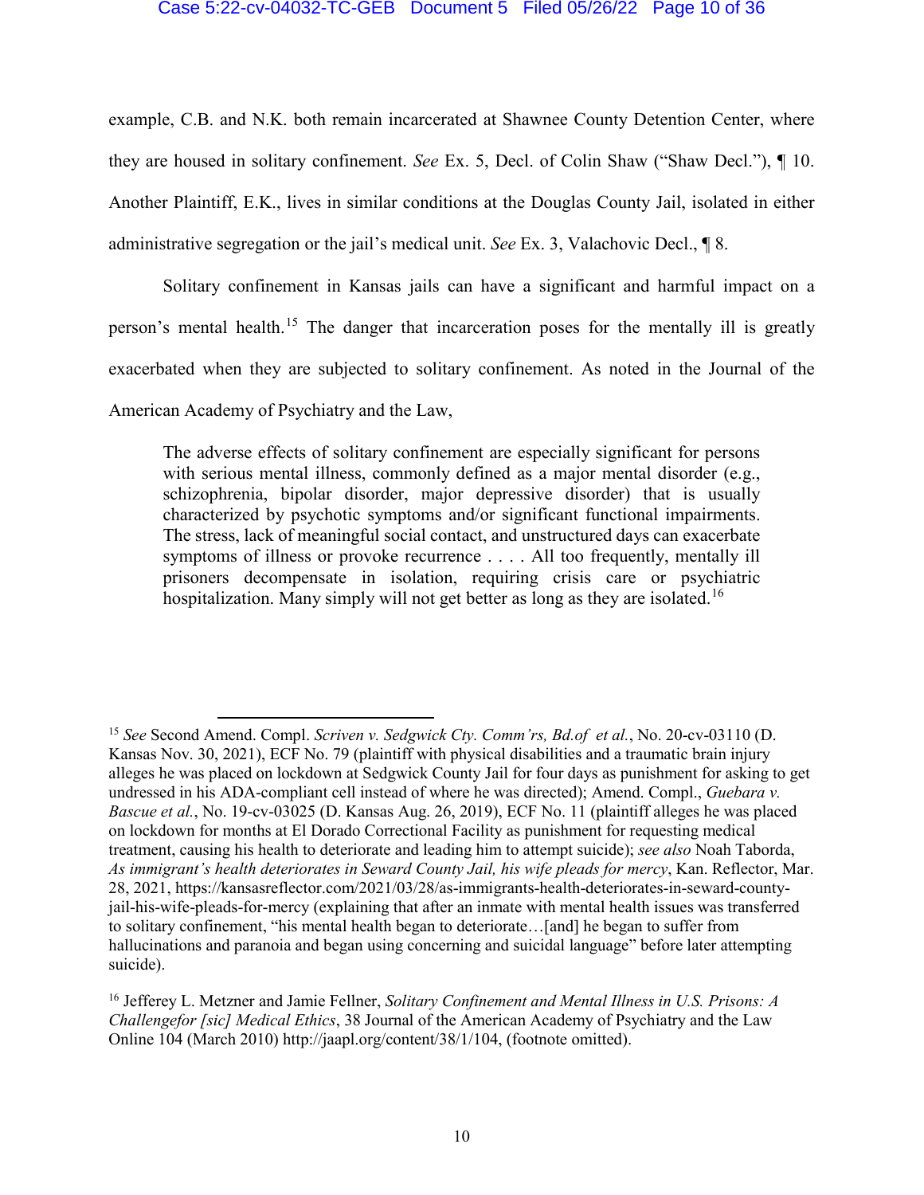example, C.B. and N.K. both remain incarcerated at Shawnee County Detention Center, where they are housed in solitary confinement. *See* Ex. 5, Decl. of Colin Shaw ("Shaw Decl."), ¶ 10. Another Plaintiff, E.K., lives in similar conditions at the Douglas County Jail, isolated in either administrative segregation or the jail's medical unit. *See* Ex. 3, Valachovic Decl., ¶ 8.

Solitary confinement in Kansas jails can have a significant and harmful impact on a person's mental health.[15] The danger that incarceration poses for the mentally ill is greatly exacerbated when they are subjected to solitary confinement. As noted in the Journal of the American Academy of Psychiatry and the Law,

> The adverse effects of solitary confinement are especially significant for persons with serious mental illness, commonly defined as a major mental disorder (e.g., schizophrenia, bipolar disorder, major depressive disorder) that is usually characterized by psychotic symptoms and/or significant functional impairments. The stress, lack of meaningful social contact, and unstructured days can exacerbate symptoms of illness or provoke recurrence . . . . All too frequently, mentally ill prisoners decompensate in isolation, requiring crisis care or psychiatric hospitalization. Many simply will not get better as long as they are isolated.[16]

---

[15] *See* Second Amend. Compl. *Scriven v. Sedgwick Cty. Comm'rs, Bd.of et al.*, No. 20-cv-03110 (D. Kansas Nov. 30, 2021), ECF No. 79 (plaintiff with physical disabilities and a traumatic brain injury alleges he was placed on lockdown at Sedgwick County Jail for four days as punishment for asking to get undressed in his ADA-compliant cell instead of where he was directed); Amend. Compl., *Guebara v. Bascue et al.*, No. 19-cv-03025 (D. Kansas Aug. 26, 2019), ECF No. 11 (plaintiff alleges he was placed on lockdown for months at El Dorado Correctional Facility as punishment for requesting medical treatment, causing his health to deteriorate and leading him to attempt suicide); *see also* Noah Taborda, *As immigrant's health deteriorates in Seward County Jail, his wife pleads for mercy*, Kan. Reflector, Mar. 28, 2021, https://kansasreflector.com/2021/03/28/as-immigrants-health-deteriorates-in-seward-county-jail-his-wife-pleads-for-mercy (explaining that after an inmate with mental health issues was transferred to solitary confinement, "his mental health began to deteriorate…[and] he began to suffer from hallucinations and paranoia and began using concerning and suicidal language" before later attempting suicide).

[16] Jefferey L. Metzner and Jamie Fellner, *Solitary Confinement and Mental Illness in U.S. Prisons: A Challengefor [sic] Medical Ethics*, 38 Journal of the American Academy of Psychiatry and the Law Online 104 (March 2010) http://jaapl.org/content/38/1/104, (footnote omitted).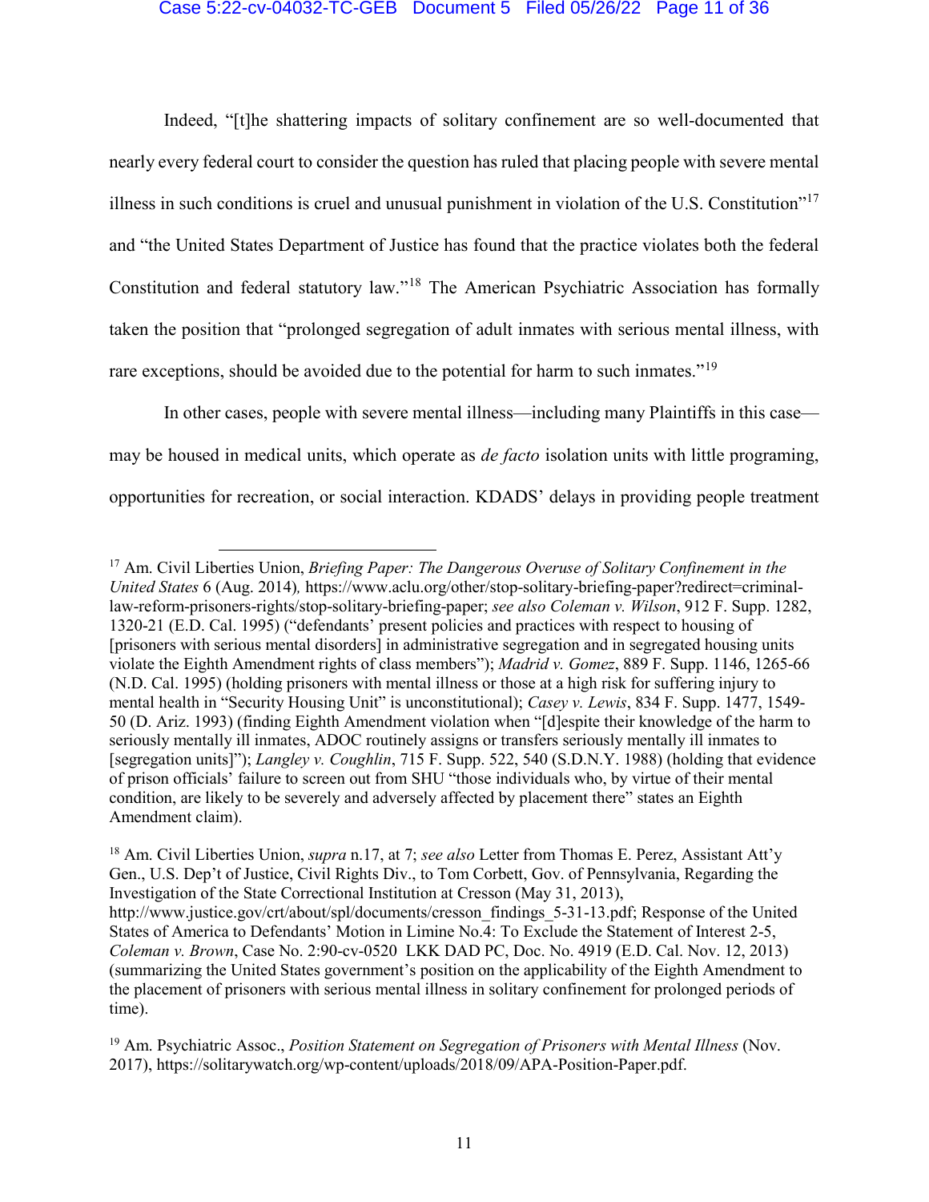Indeed, "[t]he shattering impacts of solitary confinement are so well-documented that nearly every federal court to consider the question has ruled that placing people with severe mental illness in such conditions is cruel and unusual punishment in violation of the U.S. Constitution"[17] and "the United States Department of Justice has found that the practice violates both the federal Constitution and federal statutory law."[18] The American Psychiatric Association has formally taken the position that "prolonged segregation of adult inmates with serious mental illness, with rare exceptions, should be avoided due to the potential for harm to such inmates."[19]

In other cases, people with severe mental illness—including many Plaintiffs in this case—may be housed in medical units, which operate as *de facto* isolation units with little programing, opportunities for recreation, or social interaction. KDADS' delays in providing people treatment

---

[17] Am. Civil Liberties Union, *Briefing Paper: The Dangerous Overuse of Solitary Confinement in the United States* 6 (Aug. 2014), https://www.aclu.org/other/stop-solitary-briefing-paper?redirect=criminal-law-reform-prisoners-rights/stop-solitary-briefing-paper; *see also Coleman v. Wilson*, 912 F. Supp. 1282, 1320-21 (E.D. Cal. 1995) ("defendants' present policies and practices with respect to housing of [prisoners with serious mental disorders] in administrative segregation and in segregated housing units violate the Eighth Amendment rights of class members"); *Madrid v. Gomez*, 889 F. Supp. 1146, 1265-66 (N.D. Cal. 1995) (holding prisoners with mental illness or those at a high risk for suffering injury to mental health in "Security Housing Unit" is unconstitutional); *Casey v. Lewis*, 834 F. Supp. 1477, 1549-50 (D. Ariz. 1993) (finding Eighth Amendment violation when "[d]espite their knowledge of the harm to seriously mentally ill inmates, ADOC routinely assigns or transfers seriously mentally ill inmates to [segregation units]"); *Langley v. Coughlin*, 715 F. Supp. 522, 540 (S.D.N.Y. 1988) (holding that evidence of prison officials' failure to screen out from SHU "those individuals who, by virtue of their mental condition, are likely to be severely and adversely affected by placement there" states an Eighth Amendment claim).

[18] Am. Civil Liberties Union, *supra* n.17, at 7; *see also* Letter from Thomas E. Perez, Assistant Att'y Gen., U.S. Dep't of Justice, Civil Rights Div., to Tom Corbett, Gov. of Pennsylvania, Regarding the Investigation of the State Correctional Institution at Cresson (May 31, 2013), http://www.justice.gov/crt/about/spl/documents/cresson_findings_5-31-13.pdf; Response of the United States of America to Defendants' Motion in Limine No.4: To Exclude the Statement of Interest 2-5, *Coleman v. Brown*, Case No. 2:90-cv-0520 LKK DAD PC, Doc. No. 4919 (E.D. Cal. Nov. 12, 2013) (summarizing the United States government's position on the applicability of the Eighth Amendment to the placement of prisoners with serious mental illness in solitary confinement for prolonged periods of time).

[19] Am. Psychiatric Assoc., *Position Statement on Segregation of Prisoners with Mental Illness* (Nov. 2017), https://solitarywatch.org/wp-content/uploads/2018/09/APA-Position-Paper.pdf.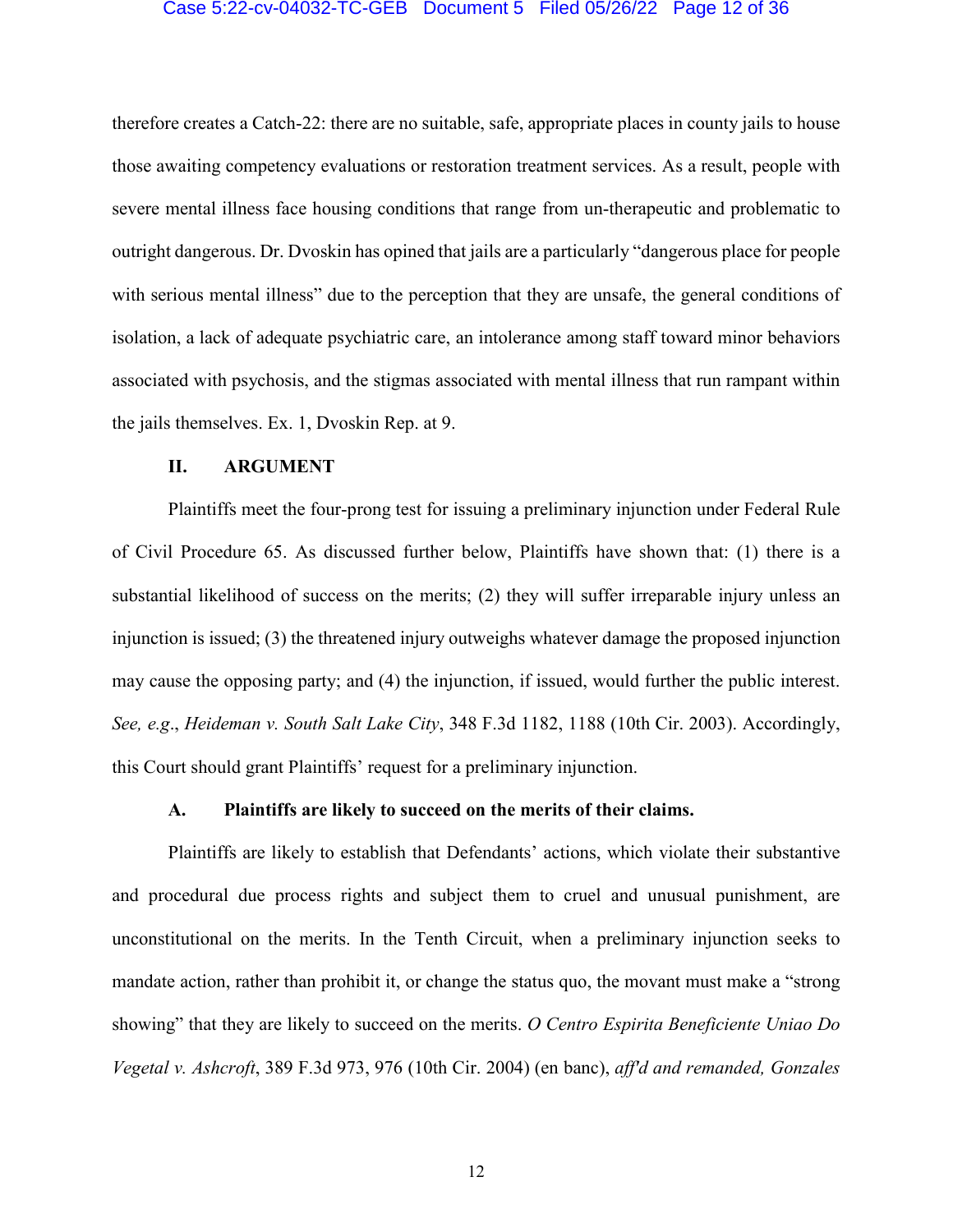therefore creates a Catch-22: there are no suitable, safe, appropriate places in county jails to house those awaiting competency evaluations or restoration treatment services. As a result, people with severe mental illness face housing conditions that range from un-therapeutic and problematic to outright dangerous. Dr. Dvoskin has opined that jails are a particularly "dangerous place for people with serious mental illness" due to the perception that they are unsafe, the general conditions of isolation, a lack of adequate psychiatric care, an intolerance among staff toward minor behaviors associated with psychosis, and the stigmas associated with mental illness that run rampant within the jails themselves. Ex. 1, Dvoskin Rep. at 9.

## II. ARGUMENT

Plaintiffs meet the four-prong test for issuing a preliminary injunction under Federal Rule of Civil Procedure 65. As discussed further below, Plaintiffs have shown that: (1) there is a substantial likelihood of success on the merits; (2) they will suffer irreparable injury unless an injunction is issued; (3) the threatened injury outweighs whatever damage the proposed injunction may cause the opposing party; and (4) the injunction, if issued, would further the public interest. *See, e.g.*, *Heideman v. South Salt Lake City*, 348 F.3d 1182, 1188 (10th Cir. 2003). Accordingly, this Court should grant Plaintiffs' request for a preliminary injunction.

### A. Plaintiffs are likely to succeed on the merits of their claims.

Plaintiffs are likely to establish that Defendants' actions, which violate their substantive and procedural due process rights and subject them to cruel and unusual punishment, are unconstitutional on the merits. In the Tenth Circuit, when a preliminary injunction seeks to mandate action, rather than prohibit it, or change the status quo, the movant must make a "strong showing" that they are likely to succeed on the merits. *O Centro Espirita Beneficiente Uniao Do Vegetal v. Ashcroft*, 389 F.3d 973, 976 (10th Cir. 2004) (en banc), *aff'd and remanded, Gonzales*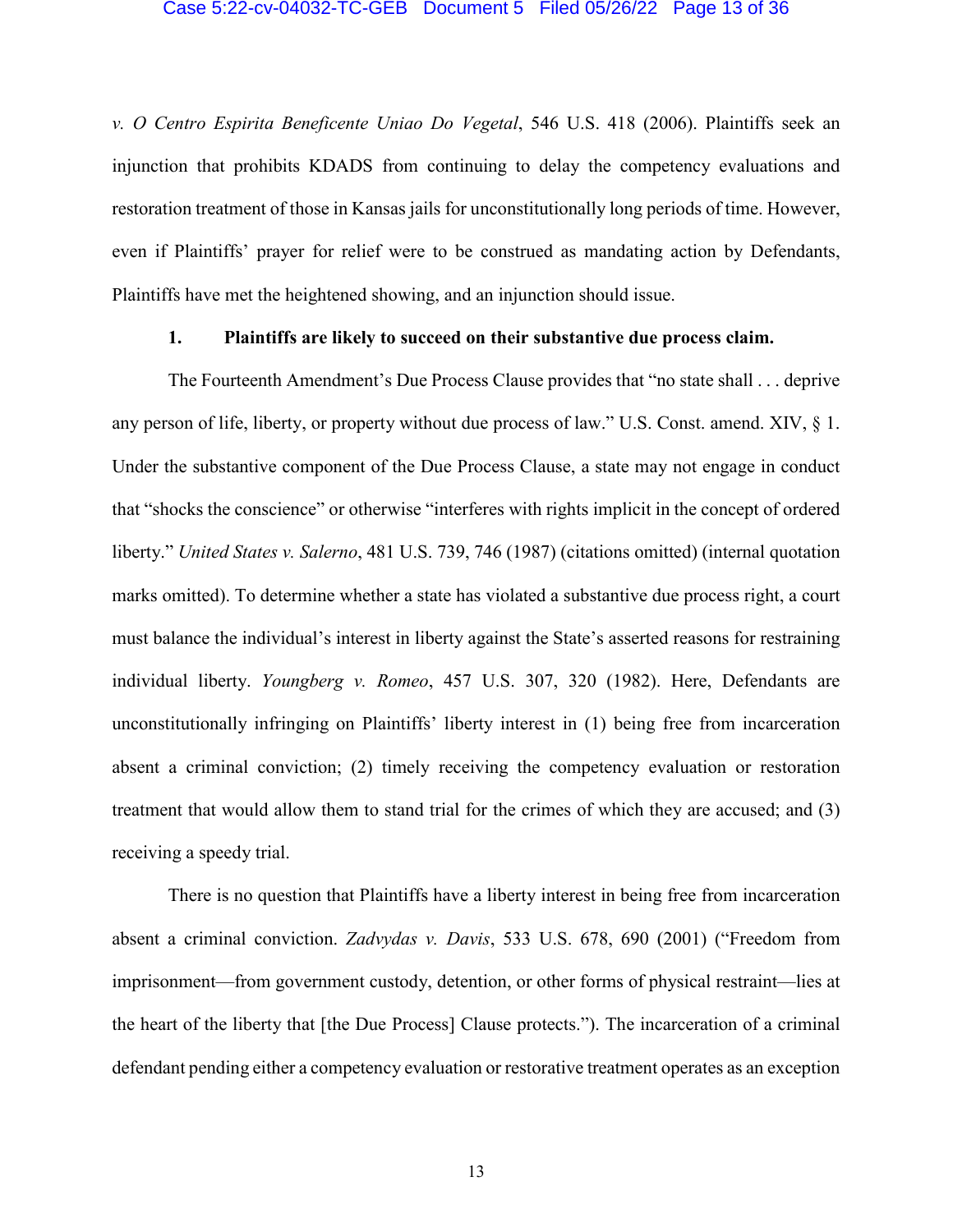*v. O Centro Espirita Beneficente Uniao Do Vegetal*, 546 U.S. 418 (2006). Plaintiffs seek an injunction that prohibits KDADS from continuing to delay the competency evaluations and restoration treatment of those in Kansas jails for unconstitutionally long periods of time. However, even if Plaintiffs' prayer for relief were to be construed as mandating action by Defendants, Plaintiffs have met the heightened showing, and an injunction should issue.

**1. Plaintiffs are likely to succeed on their substantive due process claim.**

The Fourteenth Amendment's Due Process Clause provides that "no state shall . . . deprive any person of life, liberty, or property without due process of law." U.S. Const. amend. XIV, § 1. Under the substantive component of the Due Process Clause, a state may not engage in conduct that "shocks the conscience" or otherwise "interferes with rights implicit in the concept of ordered liberty." *United States v. Salerno*, 481 U.S. 739, 746 (1987) (citations omitted) (internal quotation marks omitted). To determine whether a state has violated a substantive due process right, a court must balance the individual's interest in liberty against the State's asserted reasons for restraining individual liberty. *Youngberg v. Romeo*, 457 U.S. 307, 320 (1982). Here, Defendants are unconstitutionally infringing on Plaintiffs' liberty interest in (1) being free from incarceration absent a criminal conviction; (2) timely receiving the competency evaluation or restoration treatment that would allow them to stand trial for the crimes of which they are accused; and (3) receiving a speedy trial.

There is no question that Plaintiffs have a liberty interest in being free from incarceration absent a criminal conviction. *Zadvydas v. Davis*, 533 U.S. 678, 690 (2001) ("Freedom from imprisonment—from government custody, detention, or other forms of physical restraint—lies at the heart of the liberty that [the Due Process] Clause protects."). The incarceration of a criminal defendant pending either a competency evaluation or restorative treatment operates as an exception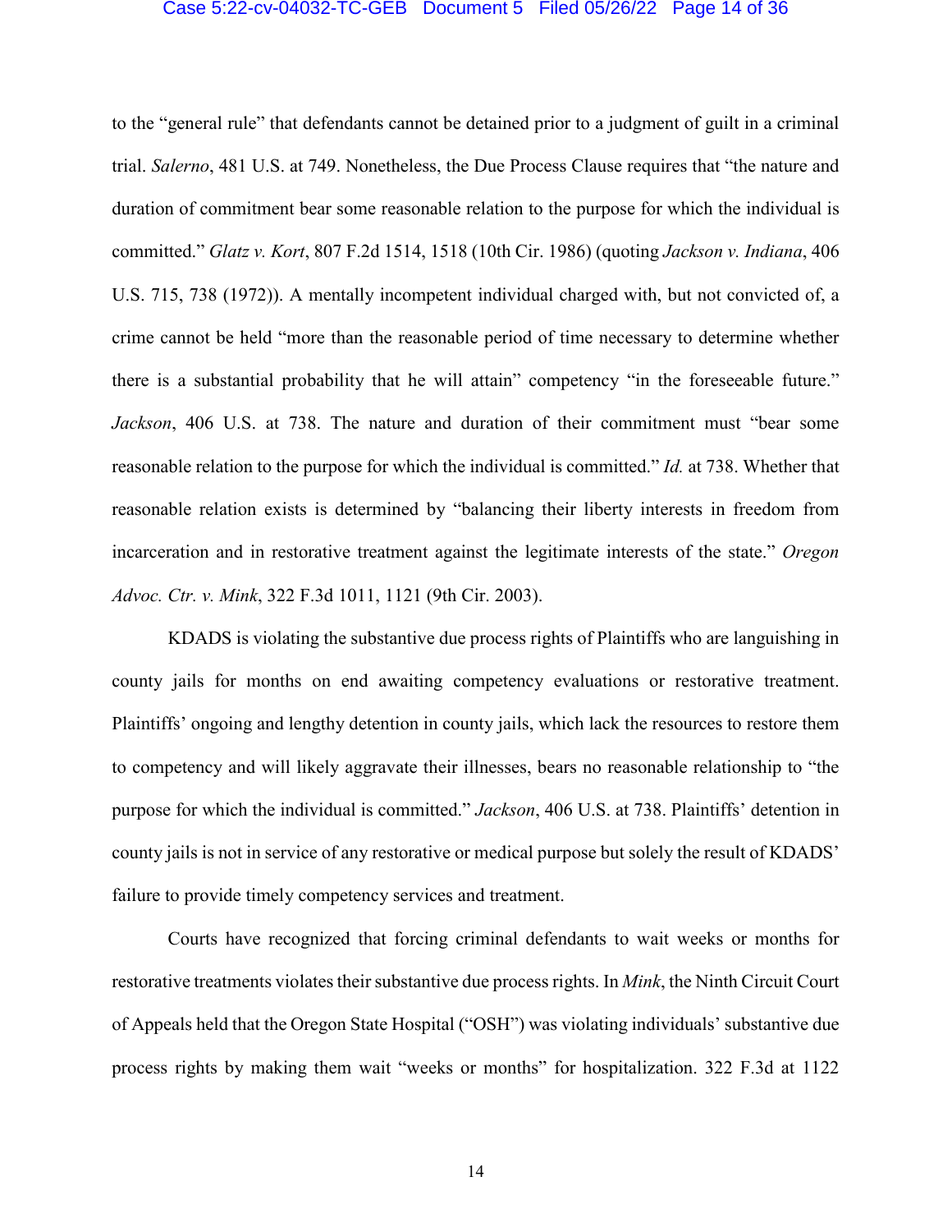to the "general rule" that defendants cannot be detained prior to a judgment of guilt in a criminal trial. *Salerno*, 481 U.S. at 749. Nonetheless, the Due Process Clause requires that "the nature and duration of commitment bear some reasonable relation to the purpose for which the individual is committed." *Glatz v. Kort*, 807 F.2d 1514, 1518 (10th Cir. 1986) (quoting *Jackson v. Indiana*, 406 U.S. 715, 738 (1972)). A mentally incompetent individual charged with, but not convicted of, a crime cannot be held "more than the reasonable period of time necessary to determine whether there is a substantial probability that he will attain" competency "in the foreseeable future." *Jackson*, 406 U.S. at 738. The nature and duration of their commitment must "bear some reasonable relation to the purpose for which the individual is committed." *Id.* at 738. Whether that reasonable relation exists is determined by "balancing their liberty interests in freedom from incarceration and in restorative treatment against the legitimate interests of the state." *Oregon Advoc. Ctr. v. Mink*, 322 F.3d 1011, 1121 (9th Cir. 2003).

KDADS is violating the substantive due process rights of Plaintiffs who are languishing in county jails for months on end awaiting competency evaluations or restorative treatment. Plaintiffs' ongoing and lengthy detention in county jails, which lack the resources to restore them to competency and will likely aggravate their illnesses, bears no reasonable relationship to "the purpose for which the individual is committed." *Jackson*, 406 U.S. at 738. Plaintiffs' detention in county jails is not in service of any restorative or medical purpose but solely the result of KDADS' failure to provide timely competency services and treatment.

Courts have recognized that forcing criminal defendants to wait weeks or months for restorative treatments violates their substantive due process rights. In *Mink*, the Ninth Circuit Court of Appeals held that the Oregon State Hospital ("OSH") was violating individuals' substantive due process rights by making them wait "weeks or months" for hospitalization. 322 F.3d at 1122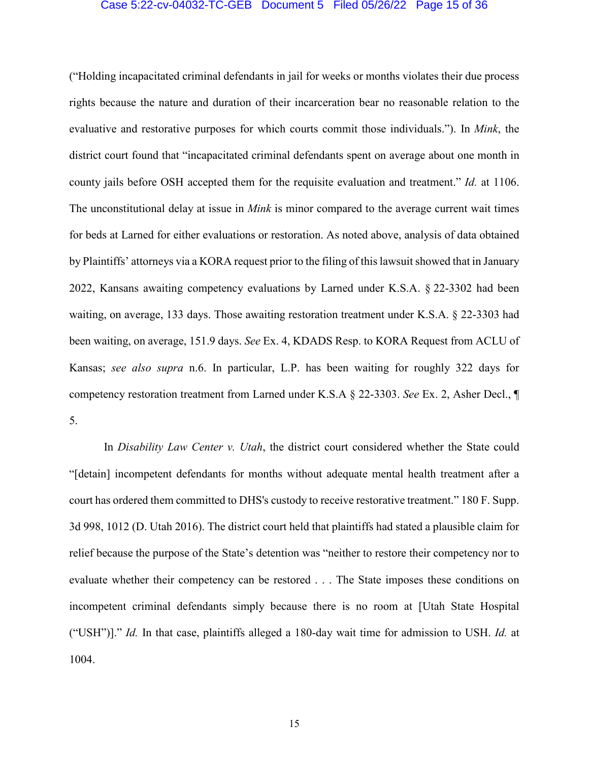("Holding incapacitated criminal defendants in jail for weeks or months violates their due process rights because the nature and duration of their incarceration bear no reasonable relation to the evaluative and restorative purposes for which courts commit those individuals."). In *Mink*, the district court found that "incapacitated criminal defendants spent on average about one month in county jails before OSH accepted them for the requisite evaluation and treatment." *Id.* at 1106. The unconstitutional delay at issue in *Mink* is minor compared to the average current wait times for beds at Larned for either evaluations or restoration. As noted above, analysis of data obtained by Plaintiffs' attorneys via a KORA request prior to the filing of this lawsuit showed that in January 2022, Kansans awaiting competency evaluations by Larned under K.S.A. § 22-3302 had been waiting, on average, 133 days. Those awaiting restoration treatment under K.S.A. § 22-3303 had been waiting, on average, 151.9 days. *See* Ex. 4, KDADS Resp. to KORA Request from ACLU of Kansas; *see also supra* n.6. In particular, L.P. has been waiting for roughly 322 days for competency restoration treatment from Larned under K.S.A § 22-3303. *See* Ex. 2, Asher Decl., ¶ 5.

In *Disability Law Center v. Utah*, the district court considered whether the State could "[detain] incompetent defendants for months without adequate mental health treatment after a court has ordered them committed to DHS's custody to receive restorative treatment." 180 F. Supp. 3d 998, 1012 (D. Utah 2016). The district court held that plaintiffs had stated a plausible claim for relief because the purpose of the State's detention was "neither to restore their competency nor to evaluate whether their competency can be restored . . . The State imposes these conditions on incompetent criminal defendants simply because there is no room at [Utah State Hospital ("USH")]." *Id.* In that case, plaintiffs alleged a 180-day wait time for admission to USH. *Id.* at 1004.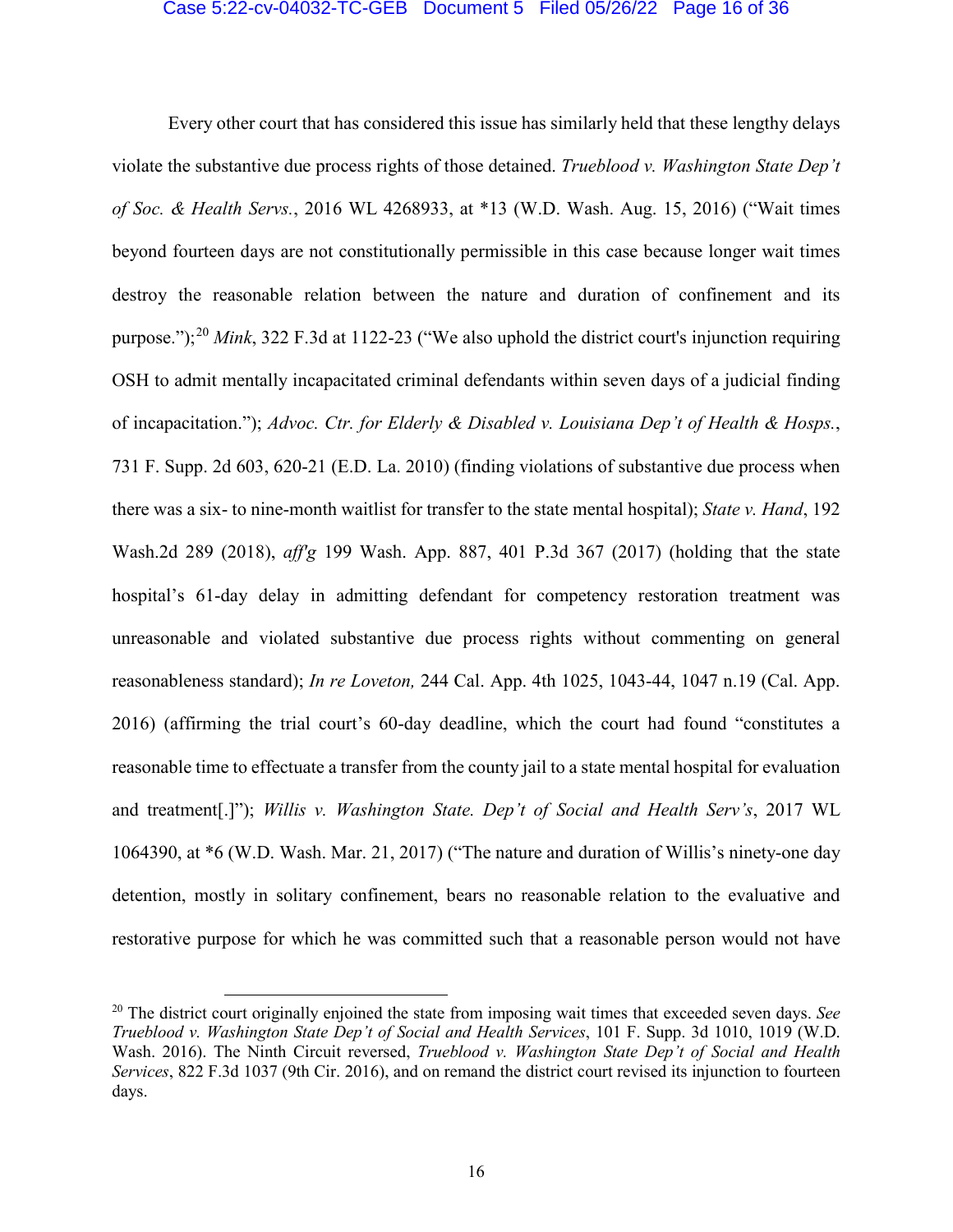Every other court that has considered this issue has similarly held that these lengthy delays violate the substantive due process rights of those detained. *Trueblood v. Washington State Dep't of Soc. & Health Servs.*, 2016 WL 4268933, at *13 (W.D. Wash. Aug. 15, 2016) ("Wait times beyond fourteen days are not constitutionally permissible in this case because longer wait times destroy the reasonable relation between the nature and duration of confinement and its purpose.");[20] *Mink*, 322 F.3d at 1122-23 ("We also uphold the district court's injunction requiring OSH to admit mentally incapacitated criminal defendants within seven days of a judicial finding of incapacitation."); *Advoc. Ctr. for Elderly & Disabled v. Louisiana Dep't of Health & Hosps.*, 731 F. Supp. 2d 603, 620-21 (E.D. La. 2010) (finding violations of substantive due process when there was a six- to nine-month waitlist for transfer to the state mental hospital); *State v. Hand*, 192 Wash.2d 289 (2018), *aff'g* 199 Wash. App. 887, 401 P.3d 367 (2017) (holding that the state hospital's 61-day delay in admitting defendant for competency restoration treatment was unreasonable and violated substantive due process rights without commenting on general reasonableness standard); *In re Loveton,* 244 Cal. App. 4th 1025, 1043-44, 1047 n.19 (Cal. App. 2016) (affirming the trial court's 60-day deadline, which the court had found "constitutes a reasonable time to effectuate a transfer from the county jail to a state mental hospital for evaluation and treatment[.]"); *Willis v. Washington State. Dep't of Social and Health Serv's*, 2017 WL 1064390, at *6 (W.D. Wash. Mar. 21, 2017) ("The nature and duration of Willis's ninety-one day detention, mostly in solitary confinement, bears no reasonable relation to the evaluative and restorative purpose for which he was committed such that a reasonable person would not have

---

[20] The district court originally enjoined the state from imposing wait times that exceeded seven days. *See Trueblood v. Washington State Dep't of Social and Health Services*, 101 F. Supp. 3d 1010, 1019 (W.D. Wash. 2016). The Ninth Circuit reversed, *Trueblood v. Washington State Dep't of Social and Health Services*, 822 F.3d 1037 (9th Cir. 2016), and on remand the district court revised its injunction to fourteen days.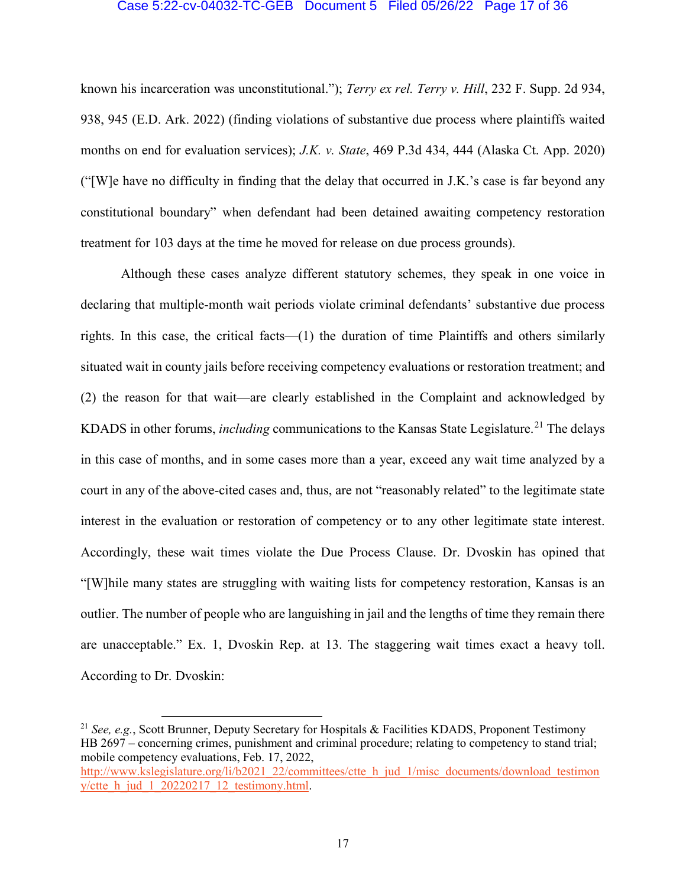known his incarceration was unconstitutional."); *Terry ex rel. Terry v. Hill*, 232 F. Supp. 2d 934, 938, 945 (E.D. Ark. 2022) (finding violations of substantive due process where plaintiffs waited months on end for evaluation services); *J.K. v. State*, 469 P.3d 434, 444 (Alaska Ct. App. 2020) ("[W]e have no difficulty in finding that the delay that occurred in J.K.'s case is far beyond any constitutional boundary" when defendant had been detained awaiting competency restoration treatment for 103 days at the time he moved for release on due process grounds).

Although these cases analyze different statutory schemes, they speak in one voice in declaring that multiple-month wait periods violate criminal defendants' substantive due process rights. In this case, the critical facts—(1) the duration of time Plaintiffs and others similarly situated wait in county jails before receiving competency evaluations or restoration treatment; and (2) the reason for that wait—are clearly established in the Complaint and acknowledged by KDADS in other forums, *including* communications to the Kansas State Legislature.[21] The delays in this case of months, and in some cases more than a year, exceed any wait time analyzed by a court in any of the above-cited cases and, thus, are not "reasonably related" to the legitimate state interest in the evaluation or restoration of competency or to any other legitimate state interest. Accordingly, these wait times violate the Due Process Clause. Dr. Dvoskin has opined that "[W]hile many states are struggling with waiting lists for competency restoration, Kansas is an outlier. The number of people who are languishing in jail and the lengths of time they remain there are unacceptable." Ex. 1, Dvoskin Rep. at 13. The staggering wait times exact a heavy toll. According to Dr. Dvoskin:

---

[21] *See, e.g.*, Scott Brunner, Deputy Secretary for Hospitals & Facilities KDADS, Proponent Testimony HB 2697 – concerning crimes, punishment and criminal procedure; relating to competency to stand trial; mobile competency evaluations, Feb. 17, 2022, http://www.kslegislature.org/li/b2021_22/committees/ctte_h_jud_1/misc_documents/download_testimony/ctte_h_jud_1_20220217_12_testimony.html.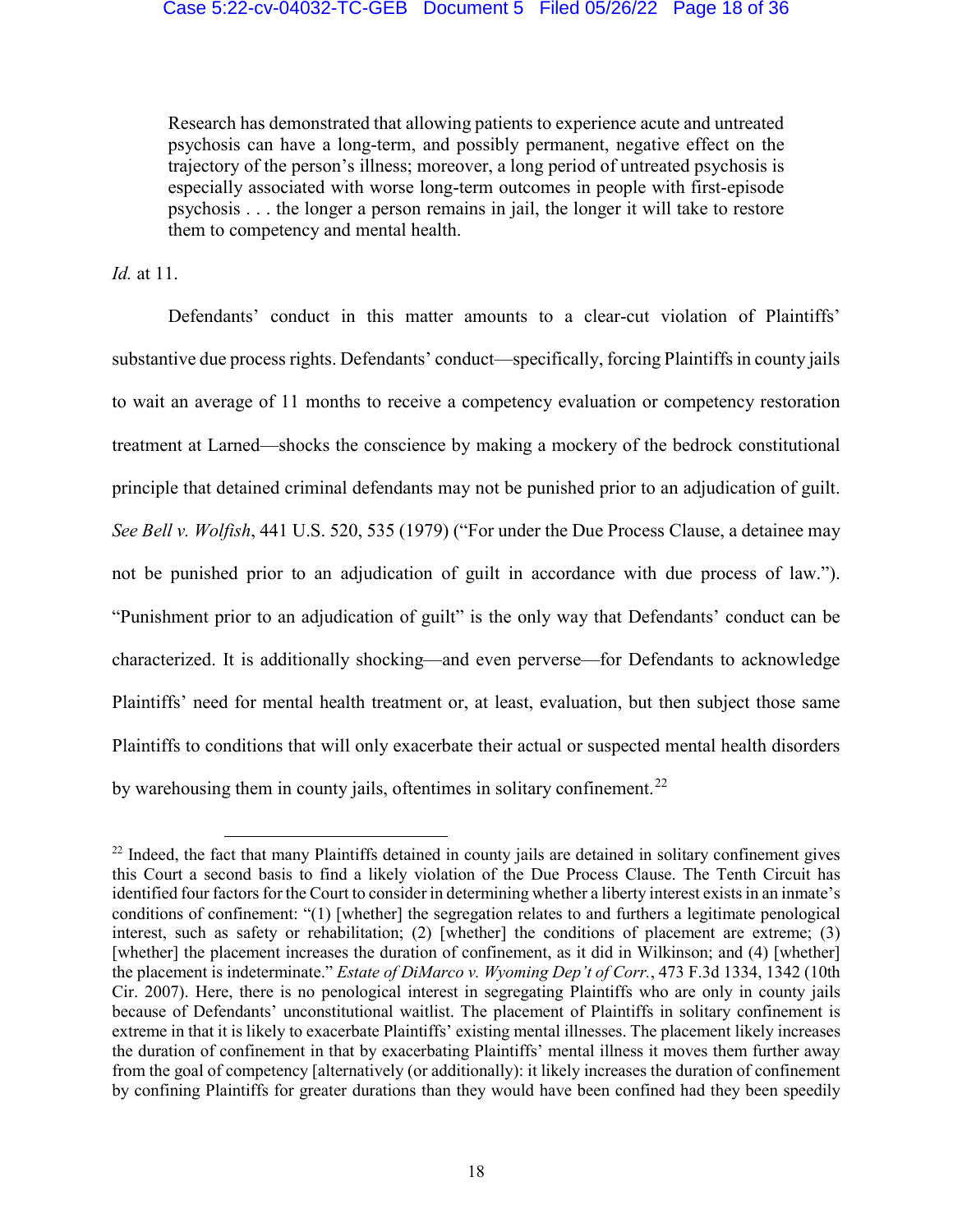> Research has demonstrated that allowing patients to experience acute and untreated psychosis can have a long-term, and possibly permanent, negative effect on the trajectory of the person's illness; moreover, a long period of untreated psychosis is especially associated with worse long-term outcomes in people with first-episode psychosis . . . the longer a person remains in jail, the longer it will take to restore them to competency and mental health.

*Id.* at 11.

Defendants' conduct in this matter amounts to a clear-cut violation of Plaintiffs' substantive due process rights. Defendants' conduct—specifically, forcing Plaintiffs in county jails to wait an average of 11 months to receive a competency evaluation or competency restoration treatment at Larned—shocks the conscience by making a mockery of the bedrock constitutional principle that detained criminal defendants may not be punished prior to an adjudication of guilt. *See Bell v. Wolfish*, 441 U.S. 520, 535 (1979) ("For under the Due Process Clause, a detainee may not be punished prior to an adjudication of guilt in accordance with due process of law."). "Punishment prior to an adjudication of guilt" is the only way that Defendants' conduct can be characterized. It is additionally shocking—and even perverse—for Defendants to acknowledge Plaintiffs' need for mental health treatment or, at least, evaluation, but then subject those same Plaintiffs to conditions that will only exacerbate their actual or suspected mental health disorders by warehousing them in county jails, oftentimes in solitary confinement.[22]

---

[22] Indeed, the fact that many Plaintiffs detained in county jails are detained in solitary confinement gives this Court a second basis to find a likely violation of the Due Process Clause. The Tenth Circuit has identified four factors for the Court to consider in determining whether a liberty interest exists in an inmate's conditions of confinement: "(1) [whether] the segregation relates to and furthers a legitimate penological interest, such as safety or rehabilitation; (2) [whether] the conditions of placement are extreme; (3) [whether] the placement increases the duration of confinement, as it did in Wilkinson; and (4) [whether] the placement is indeterminate." *Estate of DiMarco v. Wyoming Dep't of Corr.*, 473 F.3d 1334, 1342 (10th Cir. 2007). Here, there is no penological interest in segregating Plaintiffs who are only in county jails because of Defendants' unconstitutional waitlist. The placement of Plaintiffs in solitary confinement is extreme in that it is likely to exacerbate Plaintiffs' existing mental illnesses. The placement likely increases the duration of confinement in that by exacerbating Plaintiffs' mental illness it moves them further away from the goal of competency [alternatively (or additionally): it likely increases the duration of confinement by confining Plaintiffs for greater durations than they would have been confined had they been speedily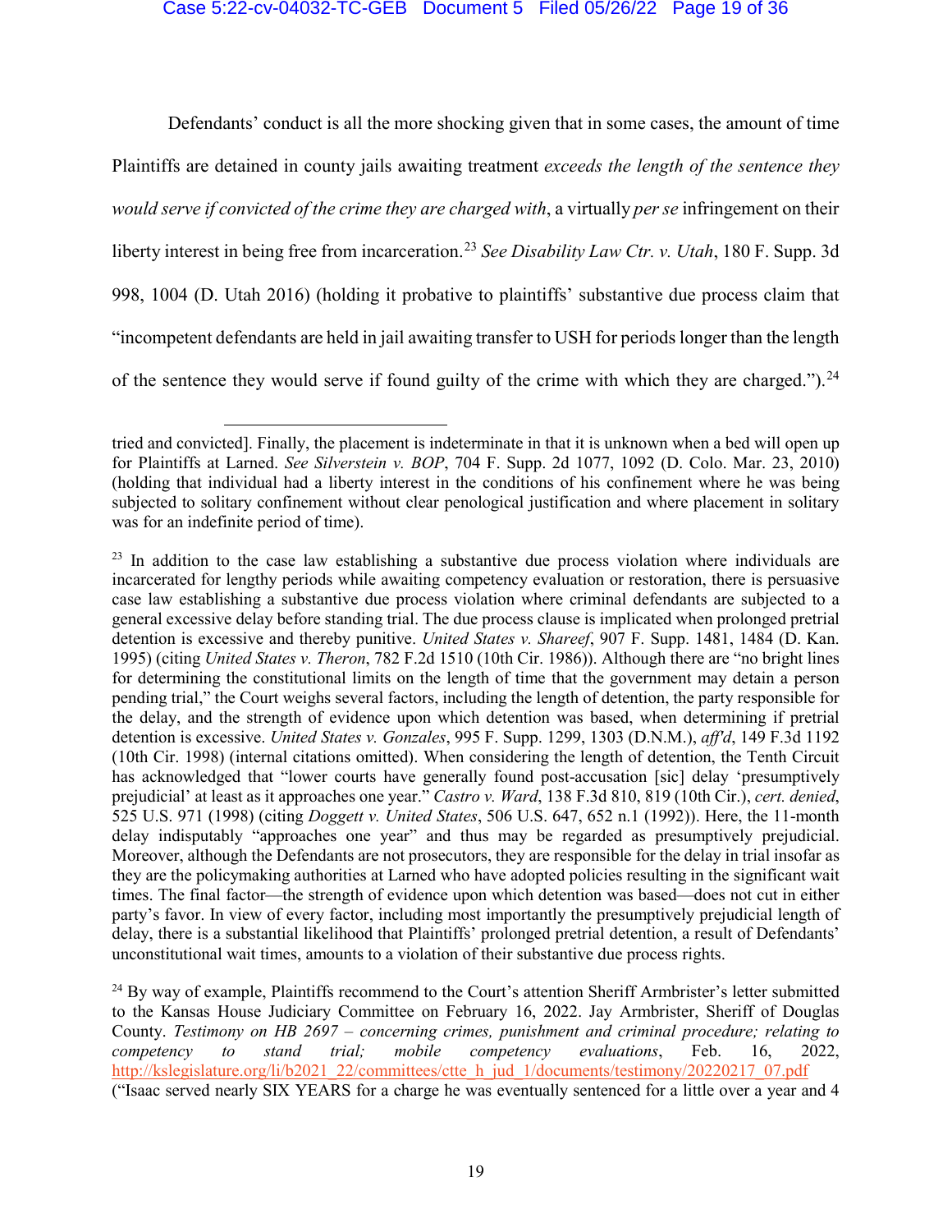Defendants' conduct is all the more shocking given that in some cases, the amount of time Plaintiffs are detained in county jails awaiting treatment *exceeds the length of the sentence they would serve if convicted of the crime they are charged with*, a virtually *per se* infringement on their liberty interest in being free from incarceration.[23] *See Disability Law Ctr. v. Utah*, 180 F. Supp. 3d 998, 1004 (D. Utah 2016) (holding it probative to plaintiffs' substantive due process claim that "incompetent defendants are held in jail awaiting transfer to USH for periods longer than the length of the sentence they would serve if found guilty of the crime with which they are charged.").[24]

---

tried and convicted]. Finally, the placement is indeterminate in that it is unknown when a bed will open up for Plaintiffs at Larned. *See Silverstein v. BOP*, 704 F. Supp. 2d 1077, 1092 (D. Colo. Mar. 23, 2010) (holding that individual had a liberty interest in the conditions of his confinement where he was being subjected to solitary confinement without clear penological justification and where placement in solitary was for an indefinite period of time).

[23] In addition to the case law establishing a substantive due process violation where individuals are incarcerated for lengthy periods while awaiting competency evaluation or restoration, there is persuasive case law establishing a substantive due process violation where criminal defendants are subjected to a general excessive delay before standing trial. The due process clause is implicated when prolonged pretrial detention is excessive and thereby punitive. *United States v. Shareef*, 907 F. Supp. 1481, 1484 (D. Kan. 1995) (citing *United States v. Theron*, 782 F.2d 1510 (10th Cir. 1986)). Although there are "no bright lines for determining the constitutional limits on the length of time that the government may detain a person pending trial," the Court weighs several factors, including the length of detention, the party responsible for the delay, and the strength of evidence upon which detention was based, when determining if pretrial detention is excessive. *United States v. Gonzales*, 995 F. Supp. 1299, 1303 (D.N.M.), *aff'd*, 149 F.3d 1192 (10th Cir. 1998) (internal citations omitted). When considering the length of detention, the Tenth Circuit has acknowledged that "lower courts have generally found post-accusation [sic] delay 'presumptively prejudicial' at least as it approaches one year." *Castro v. Ward*, 138 F.3d 810, 819 (10th Cir.), *cert. denied*, 525 U.S. 971 (1998) (citing *Doggett v. United States*, 506 U.S. 647, 652 n.1 (1992)). Here, the 11-month delay indisputably "approaches one year" and thus may be regarded as presumptively prejudicial. Moreover, although the Defendants are not prosecutors, they are responsible for the delay in trial insofar as they are the policymaking authorities at Larned who have adopted policies resulting in the significant wait times. The final factor—the strength of evidence upon which detention was based—does not cut in either party's favor. In view of every factor, including most importantly the presumptively prejudicial length of delay, there is a substantial likelihood that Plaintiffs' prolonged pretrial detention, a result of Defendants' unconstitutional wait times, amounts to a violation of their substantive due process rights.

[24] By way of example, Plaintiffs recommend to the Court's attention Sheriff Armbrister's letter submitted to the Kansas House Judiciary Committee on February 16, 2022. Jay Armbrister, Sheriff of Douglas County. *Testimony on HB 2697 – concerning crimes, punishment and criminal procedure; relating to competency to stand trial; mobile competency evaluations*, Feb. 16, 2022, http://kslegislature.org/li/b2021_22/committees/ctte_h_jud_1/documents/testimony/20220217_07.pdf ("Isaac served nearly SIX YEARS for a charge he was eventually sentenced for a little over a year and 4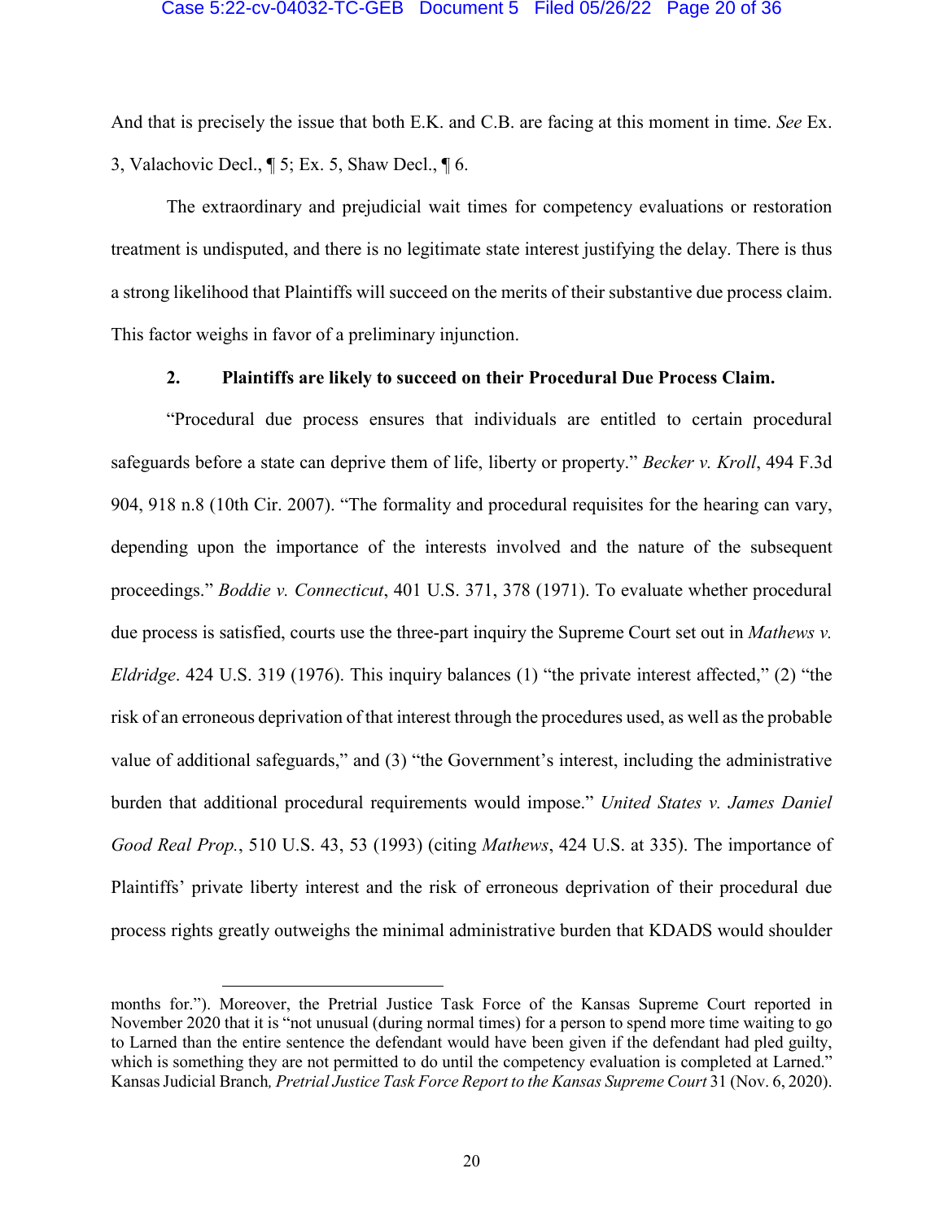And that is precisely the issue that both E.K. and C.B. are facing at this moment in time. *See* Ex. 3, Valachovic Decl., ¶ 5; Ex. 5, Shaw Decl., ¶ 6.

The extraordinary and prejudicial wait times for competency evaluations or restoration treatment is undisputed, and there is no legitimate state interest justifying the delay. There is thus a strong likelihood that Plaintiffs will succeed on the merits of their substantive due process claim. This factor weighs in favor of a preliminary injunction.

**2. Plaintiffs are likely to succeed on their Procedural Due Process Claim.**

"Procedural due process ensures that individuals are entitled to certain procedural safeguards before a state can deprive them of life, liberty or property." *Becker v. Kroll*, 494 F.3d 904, 918 n.8 (10th Cir. 2007). "The formality and procedural requisites for the hearing can vary, depending upon the importance of the interests involved and the nature of the subsequent proceedings." *Boddie v. Connecticut*, 401 U.S. 371, 378 (1971). To evaluate whether procedural due process is satisfied, courts use the three-part inquiry the Supreme Court set out in *Mathews v. Eldridge*. 424 U.S. 319 (1976). This inquiry balances (1) "the private interest affected," (2) "the risk of an erroneous deprivation of that interest through the procedures used, as well as the probable value of additional safeguards," and (3) "the Government's interest, including the administrative burden that additional procedural requirements would impose." *United States v. James Daniel Good Real Prop.*, 510 U.S. 43, 53 (1993) (citing *Mathews*, 424 U.S. at 335). The importance of Plaintiffs' private liberty interest and the risk of erroneous deprivation of their procedural due process rights greatly outweighs the minimal administrative burden that KDADS would shoulder

---

months for."). Moreover, the Pretrial Justice Task Force of the Kansas Supreme Court reported in November 2020 that it is "not unusual (during normal times) for a person to spend more time waiting to go to Larned than the entire sentence the defendant would have been given if the defendant had pled guilty, which is something they are not permitted to do until the competency evaluation is completed at Larned." Kansas Judicial Branch, *Pretrial Justice Task Force Report to the Kansas Supreme Court* 31 (Nov. 6, 2020).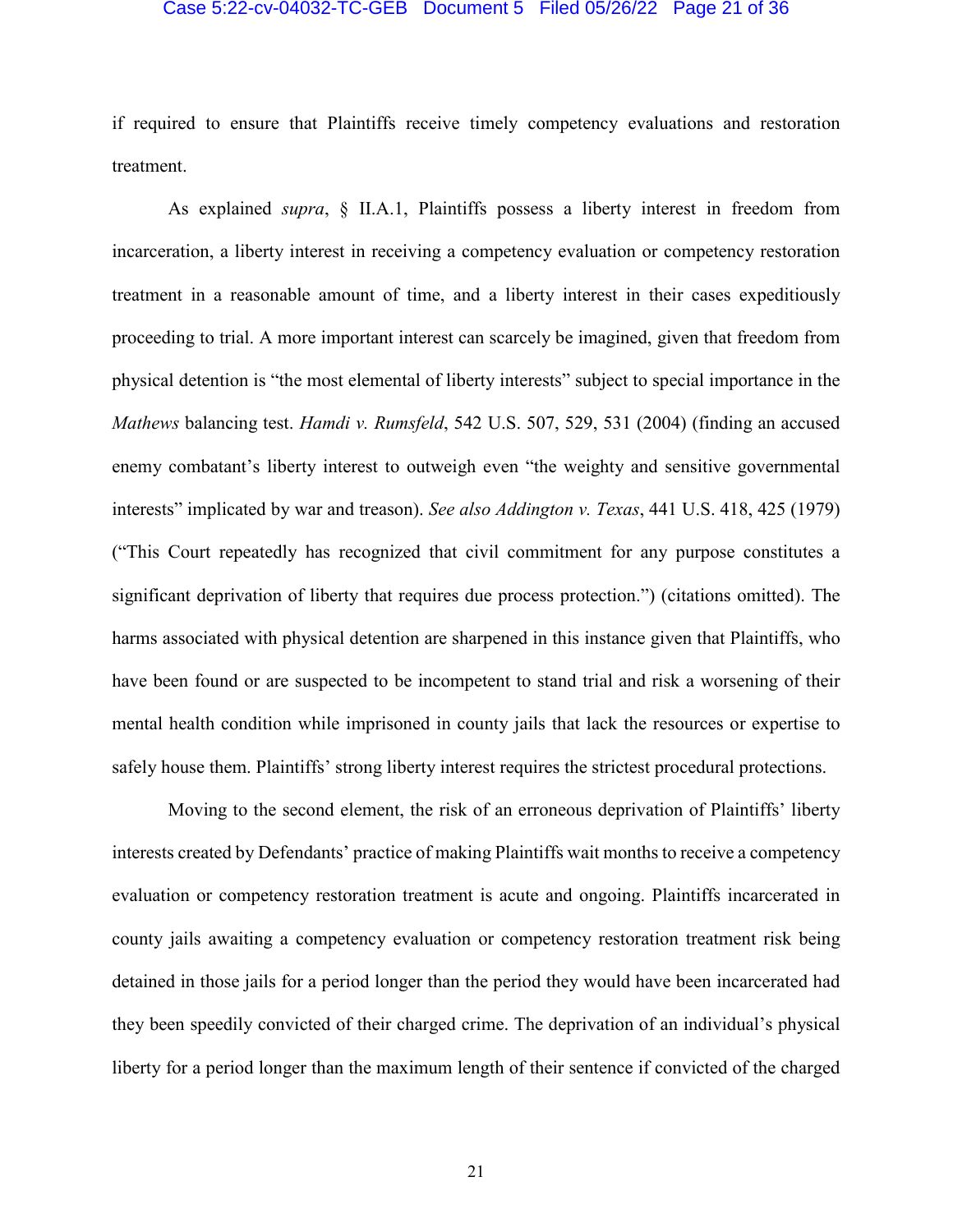if required to ensure that Plaintiffs receive timely competency evaluations and restoration treatment.

As explained *supra*, § II.A.1, Plaintiffs possess a liberty interest in freedom from incarceration, a liberty interest in receiving a competency evaluation or competency restoration treatment in a reasonable amount of time, and a liberty interest in their cases expeditiously proceeding to trial. A more important interest can scarcely be imagined, given that freedom from physical detention is "the most elemental of liberty interests" subject to special importance in the *Mathews* balancing test. *Hamdi v. Rumsfeld*, 542 U.S. 507, 529, 531 (2004) (finding an accused enemy combatant's liberty interest to outweigh even "the weighty and sensitive governmental interests" implicated by war and treason). *See also Addington v. Texas*, 441 U.S. 418, 425 (1979) ("This Court repeatedly has recognized that civil commitment for any purpose constitutes a significant deprivation of liberty that requires due process protection.") (citations omitted). The harms associated with physical detention are sharpened in this instance given that Plaintiffs, who have been found or are suspected to be incompetent to stand trial and risk a worsening of their mental health condition while imprisoned in county jails that lack the resources or expertise to safely house them. Plaintiffs' strong liberty interest requires the strictest procedural protections.

Moving to the second element, the risk of an erroneous deprivation of Plaintiffs' liberty interests created by Defendants' practice of making Plaintiffs wait months to receive a competency evaluation or competency restoration treatment is acute and ongoing. Plaintiffs incarcerated in county jails awaiting a competency evaluation or competency restoration treatment risk being detained in those jails for a period longer than the period they would have been incarcerated had they been speedily convicted of their charged crime. The deprivation of an individual's physical liberty for a period longer than the maximum length of their sentence if convicted of the charged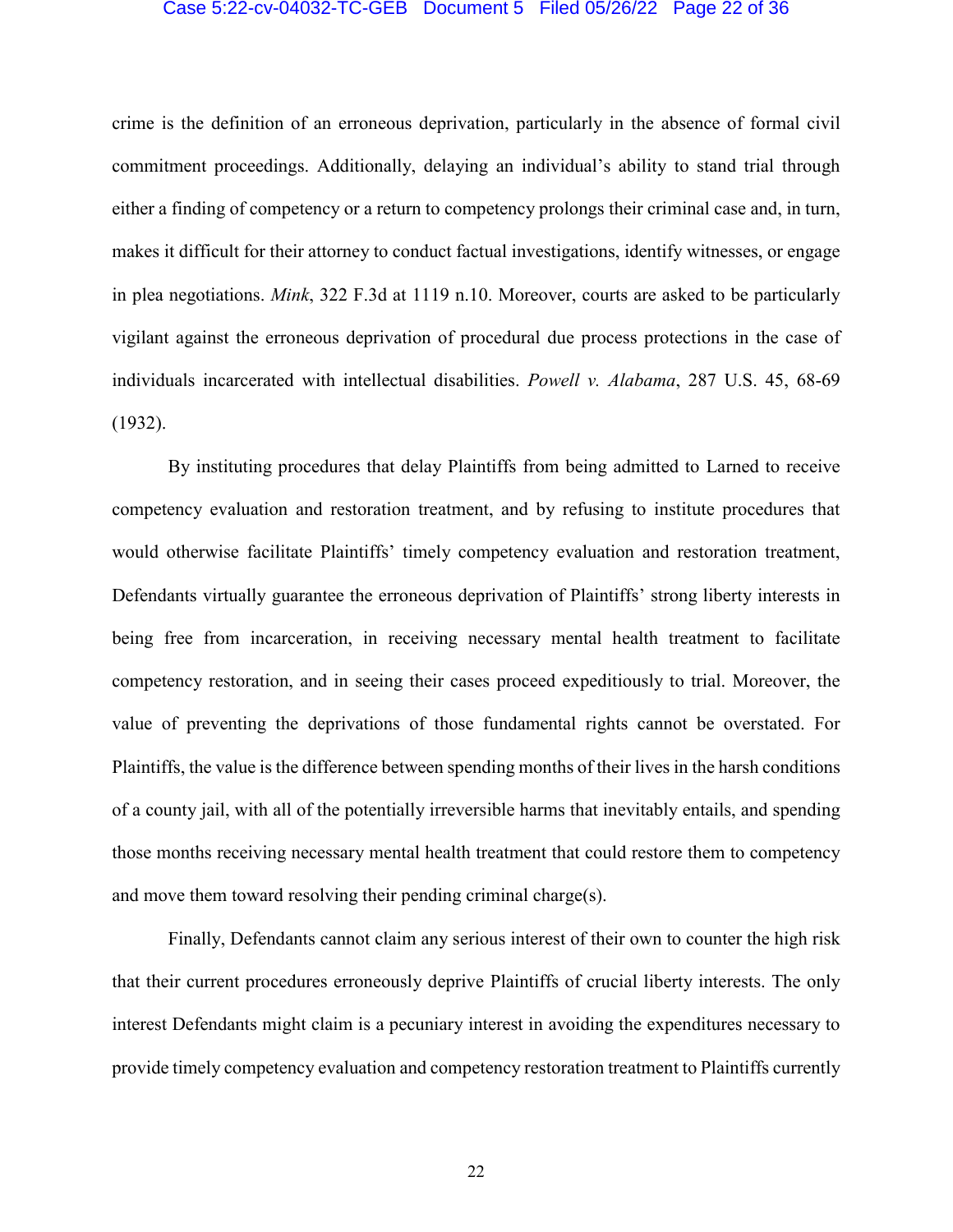crime is the definition of an erroneous deprivation, particularly in the absence of formal civil commitment proceedings. Additionally, delaying an individual's ability to stand trial through either a finding of competency or a return to competency prolongs their criminal case and, in turn, makes it difficult for their attorney to conduct factual investigations, identify witnesses, or engage in plea negotiations. *Mink*, 322 F.3d at 1119 n.10. Moreover, courts are asked to be particularly vigilant against the erroneous deprivation of procedural due process protections in the case of individuals incarcerated with intellectual disabilities. *Powell v. Alabama*, 287 U.S. 45, 68-69 (1932).

By instituting procedures that delay Plaintiffs from being admitted to Larned to receive competency evaluation and restoration treatment, and by refusing to institute procedures that would otherwise facilitate Plaintiffs' timely competency evaluation and restoration treatment, Defendants virtually guarantee the erroneous deprivation of Plaintiffs' strong liberty interests in being free from incarceration, in receiving necessary mental health treatment to facilitate competency restoration, and in seeing their cases proceed expeditiously to trial. Moreover, the value of preventing the deprivations of those fundamental rights cannot be overstated. For Plaintiffs, the value is the difference between spending months of their lives in the harsh conditions of a county jail, with all of the potentially irreversible harms that inevitably entails, and spending those months receiving necessary mental health treatment that could restore them to competency and move them toward resolving their pending criminal charge(s).

Finally, Defendants cannot claim any serious interest of their own to counter the high risk that their current procedures erroneously deprive Plaintiffs of crucial liberty interests. The only interest Defendants might claim is a pecuniary interest in avoiding the expenditures necessary to provide timely competency evaluation and competency restoration treatment to Plaintiffs currently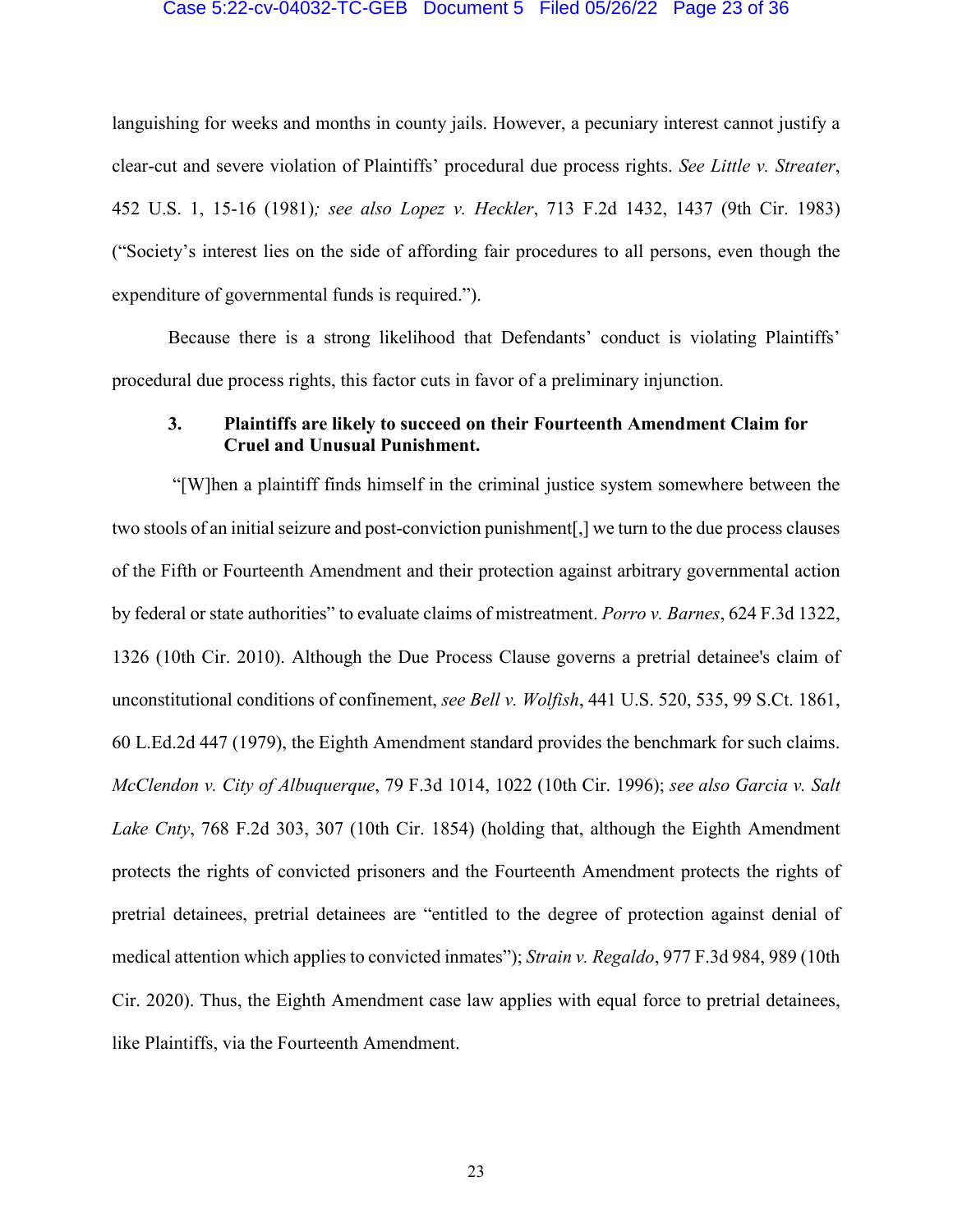languishing for weeks and months in county jails. However, a pecuniary interest cannot justify a clear-cut and severe violation of Plaintiffs' procedural due process rights. *See Little v. Streater*, 452 U.S. 1, 15-16 (1981)*; see also Lopez v. Heckler*, 713 F.2d 1432, 1437 (9th Cir. 1983) ("Society's interest lies on the side of affording fair procedures to all persons, even though the expenditure of governmental funds is required.").

Because there is a strong likelihood that Defendants' conduct is violating Plaintiffs' procedural due process rights, this factor cuts in favor of a preliminary injunction.

#### 3. Plaintiffs are likely to succeed on their Fourteenth Amendment Claim for Cruel and Unusual Punishment.

"[W]hen a plaintiff finds himself in the criminal justice system somewhere between the two stools of an initial seizure and post-conviction punishment[,] we turn to the due process clauses of the Fifth or Fourteenth Amendment and their protection against arbitrary governmental action by federal or state authorities" to evaluate claims of mistreatment. *Porro v. Barnes*, 624 F.3d 1322, 1326 (10th Cir. 2010). Although the Due Process Clause governs a pretrial detainee's claim of unconstitutional conditions of confinement, *see Bell v. Wolfish*, 441 U.S. 520, 535, 99 S.Ct. 1861, 60 L.Ed.2d 447 (1979), the Eighth Amendment standard provides the benchmark for such claims. *McClendon v. City of Albuquerque*, 79 F.3d 1014, 1022 (10th Cir. 1996); *see also Garcia v. Salt Lake Cnty*, 768 F.2d 303, 307 (10th Cir. 1854) (holding that, although the Eighth Amendment protects the rights of convicted prisoners and the Fourteenth Amendment protects the rights of pretrial detainees, pretrial detainees are "entitled to the degree of protection against denial of medical attention which applies to convicted inmates"); *Strain v. Regaldo*, 977 F.3d 984, 989 (10th Cir. 2020). Thus, the Eighth Amendment case law applies with equal force to pretrial detainees, like Plaintiffs, via the Fourteenth Amendment.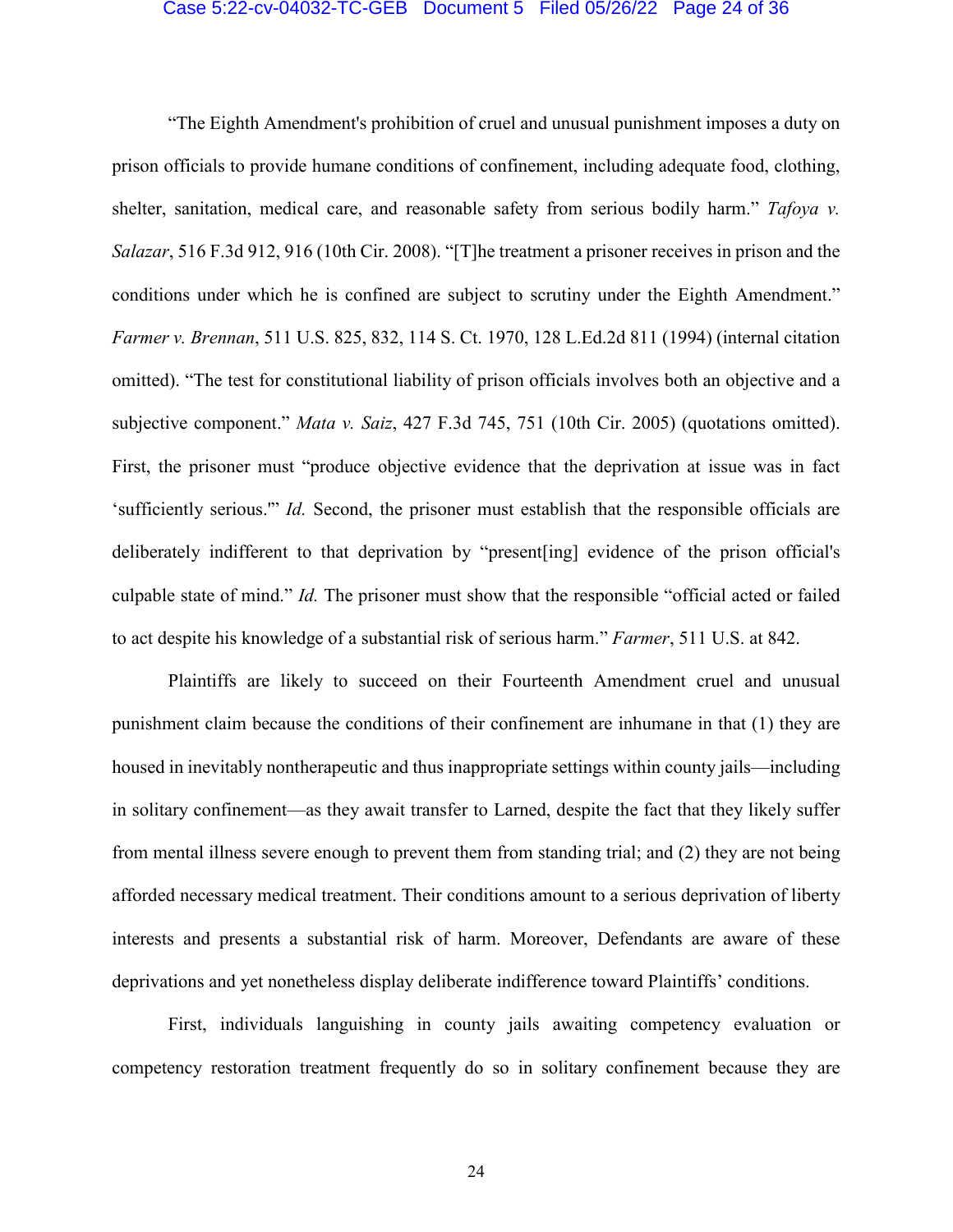"The Eighth Amendment's prohibition of cruel and unusual punishment imposes a duty on prison officials to provide humane conditions of confinement, including adequate food, clothing, shelter, sanitation, medical care, and reasonable safety from serious bodily harm." *Tafoya v. Salazar*, 516 F.3d 912, 916 (10th Cir. 2008). "[T]he treatment a prisoner receives in prison and the conditions under which he is confined are subject to scrutiny under the Eighth Amendment." *Farmer v. Brennan*, 511 U.S. 825, 832, 114 S. Ct. 1970, 128 L.Ed.2d 811 (1994) (internal citation omitted). "The test for constitutional liability of prison officials involves both an objective and a subjective component." *Mata v. Saiz*, 427 F.3d 745, 751 (10th Cir. 2005) (quotations omitted). First, the prisoner must "produce objective evidence that the deprivation at issue was in fact 'sufficiently serious.'" *Id.* Second, the prisoner must establish that the responsible officials are deliberately indifferent to that deprivation by "present[ing] evidence of the prison official's culpable state of mind." *Id.* The prisoner must show that the responsible "official acted or failed to act despite his knowledge of a substantial risk of serious harm." *Farmer*, 511 U.S. at 842.

Plaintiffs are likely to succeed on their Fourteenth Amendment cruel and unusual punishment claim because the conditions of their confinement are inhumane in that (1) they are housed in inevitably nontherapeutic and thus inappropriate settings within county jails—including in solitary confinement—as they await transfer to Larned, despite the fact that they likely suffer from mental illness severe enough to prevent them from standing trial; and (2) they are not being afforded necessary medical treatment. Their conditions amount to a serious deprivation of liberty interests and presents a substantial risk of harm. Moreover, Defendants are aware of these deprivations and yet nonetheless display deliberate indifference toward Plaintiffs' conditions.

First, individuals languishing in county jails awaiting competency evaluation or competency restoration treatment frequently do so in solitary confinement because they are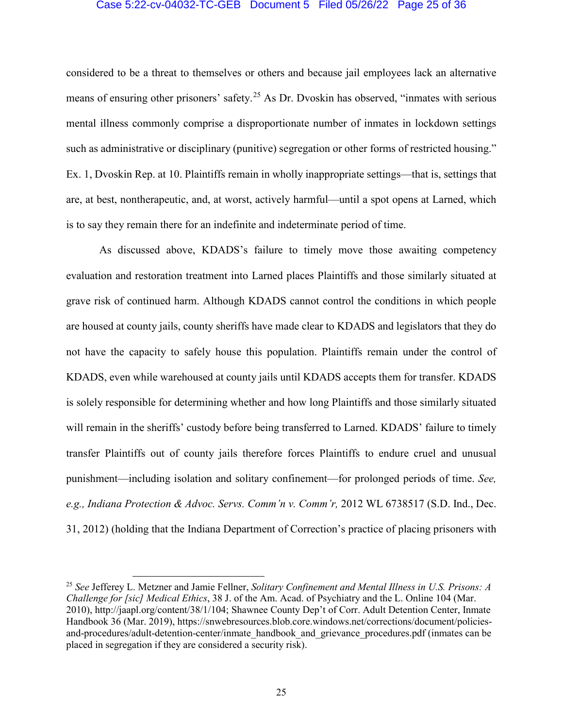considered to be a threat to themselves or others and because jail employees lack an alternative means of ensuring other prisoners' safety.[25] As Dr. Dvoskin has observed, "inmates with serious mental illness commonly comprise a disproportionate number of inmates in lockdown settings such as administrative or disciplinary (punitive) segregation or other forms of restricted housing." Ex. 1, Dvoskin Rep. at 10. Plaintiffs remain in wholly inappropriate settings—that is, settings that are, at best, nontherapeutic, and, at worst, actively harmful—until a spot opens at Larned, which is to say they remain there for an indefinite and indeterminate period of time.

As discussed above, KDADS's failure to timely move those awaiting competency evaluation and restoration treatment into Larned places Plaintiffs and those similarly situated at grave risk of continued harm. Although KDADS cannot control the conditions in which people are housed at county jails, county sheriffs have made clear to KDADS and legislators that they do not have the capacity to safely house this population. Plaintiffs remain under the control of KDADS, even while warehoused at county jails until KDADS accepts them for transfer. KDADS is solely responsible for determining whether and how long Plaintiffs and those similarly situated will remain in the sheriffs' custody before being transferred to Larned. KDADS' failure to timely transfer Plaintiffs out of county jails therefore forces Plaintiffs to endure cruel and unusual punishment—including isolation and solitary confinement—for prolonged periods of time. *See, e.g., Indiana Protection & Advoc. Servs. Comm'n v. Comm'r,* 2012 WL 6738517 (S.D. Ind., Dec. 31, 2012) (holding that the Indiana Department of Correction's practice of placing prisoners with

---

[25] *See* Jefferey L. Metzner and Jamie Fellner, *Solitary Confinement and Mental Illness in U.S. Prisons: A Challenge for [sic] Medical Ethics*, 38 J. of the Am. Acad. of Psychiatry and the L. Online 104 (Mar. 2010), http://jaapl.org/content/38/1/104; Shawnee County Dep't of Corr. Adult Detention Center, Inmate Handbook 36 (Mar. 2019), https://snwebresources.blob.core.windows.net/corrections/document/policies-and-procedures/adult-detention-center/inmate_handbook_and_grievance_procedures.pdf (inmates can be placed in segregation if they are considered a security risk).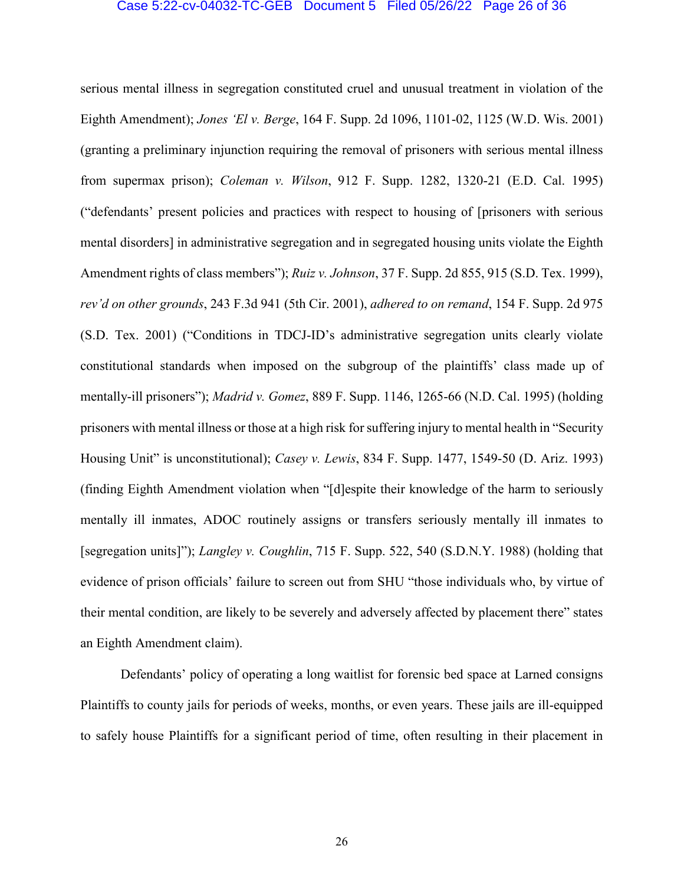serious mental illness in segregation constituted cruel and unusual treatment in violation of the Eighth Amendment); *Jones 'El v. Berge*, 164 F. Supp. 2d 1096, 1101-02, 1125 (W.D. Wis. 2001) (granting a preliminary injunction requiring the removal of prisoners with serious mental illness from supermax prison); *Coleman v. Wilson*, 912 F. Supp. 1282, 1320-21 (E.D. Cal. 1995) ("defendants' present policies and practices with respect to housing of [prisoners with serious mental disorders] in administrative segregation and in segregated housing units violate the Eighth Amendment rights of class members"); *Ruiz v. Johnson*, 37 F. Supp. 2d 855, 915 (S.D. Tex. 1999), *rev'd on other grounds*, 243 F.3d 941 (5th Cir. 2001), *adhered to on remand*, 154 F. Supp. 2d 975 (S.D. Tex. 2001) ("Conditions in TDCJ-ID's administrative segregation units clearly violate constitutional standards when imposed on the subgroup of the plaintiffs' class made up of mentally-ill prisoners"); *Madrid v. Gomez*, 889 F. Supp. 1146, 1265-66 (N.D. Cal. 1995) (holding prisoners with mental illness or those at a high risk for suffering injury to mental health in "Security Housing Unit" is unconstitutional); *Casey v. Lewis*, 834 F. Supp. 1477, 1549-50 (D. Ariz. 1993) (finding Eighth Amendment violation when "[d]espite their knowledge of the harm to seriously mentally ill inmates, ADOC routinely assigns or transfers seriously mentally ill inmates to [segregation units]"); *Langley v. Coughlin*, 715 F. Supp. 522, 540 (S.D.N.Y. 1988) (holding that evidence of prison officials' failure to screen out from SHU "those individuals who, by virtue of their mental condition, are likely to be severely and adversely affected by placement there" states an Eighth Amendment claim).

Defendants' policy of operating a long waitlist for forensic bed space at Larned consigns Plaintiffs to county jails for periods of weeks, months, or even years. These jails are ill-equipped to safely house Plaintiffs for a significant period of time, often resulting in their placement in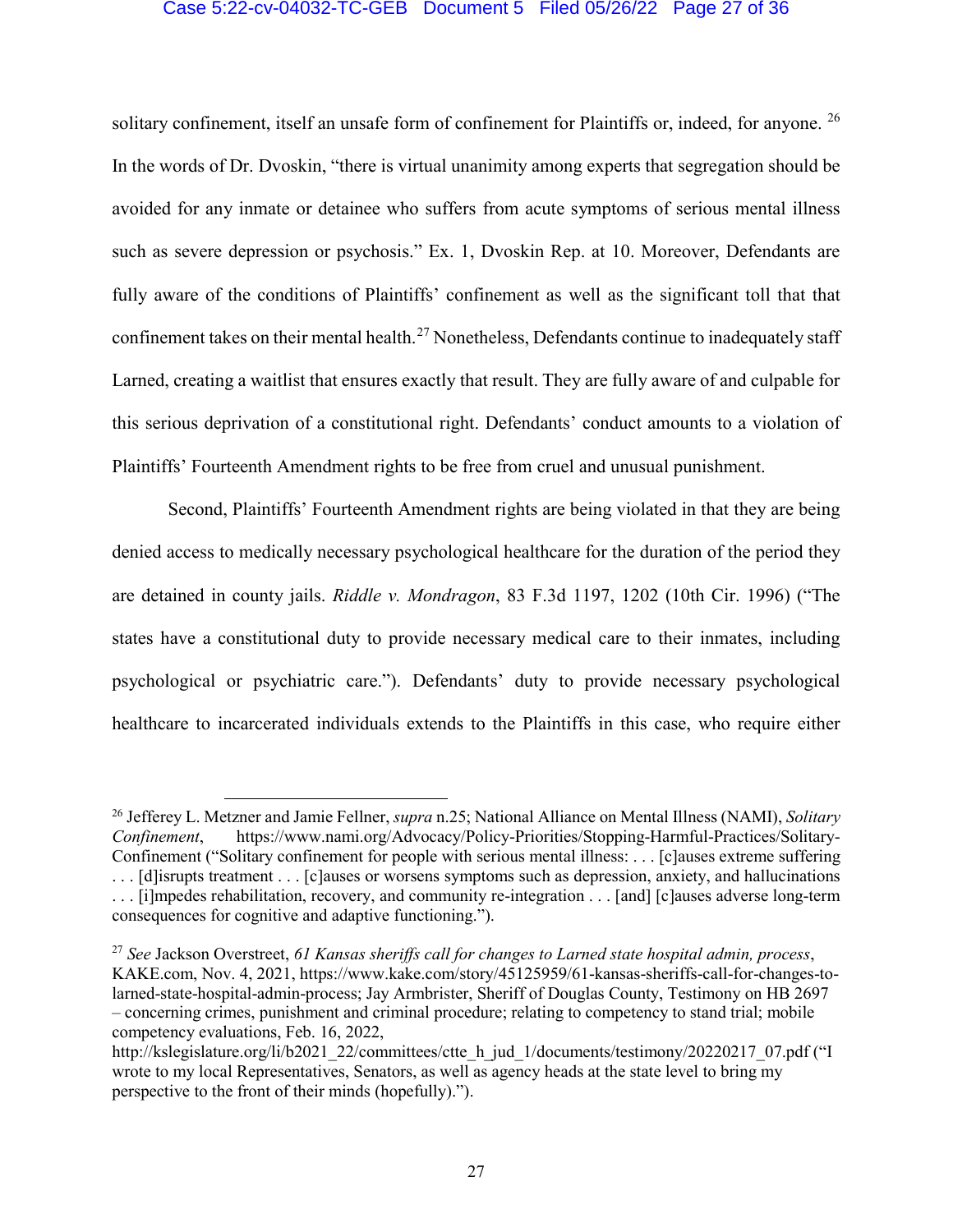solitary confinement, itself an unsafe form of confinement for Plaintiffs or, indeed, for anyone.[26] In the words of Dr. Dvoskin, "there is virtual unanimity among experts that segregation should be avoided for any inmate or detainee who suffers from acute symptoms of serious mental illness such as severe depression or psychosis." Ex. 1, Dvoskin Rep. at 10. Moreover, Defendants are fully aware of the conditions of Plaintiffs' confinement as well as the significant toll that that confinement takes on their mental health.[27] Nonetheless, Defendants continue to inadequately staff Larned, creating a waitlist that ensures exactly that result. They are fully aware of and culpable for this serious deprivation of a constitutional right. Defendants' conduct amounts to a violation of Plaintiffs' Fourteenth Amendment rights to be free from cruel and unusual punishment.

Second, Plaintiffs' Fourteenth Amendment rights are being violated in that they are being denied access to medically necessary psychological healthcare for the duration of the period they are detained in county jails. *Riddle v. Mondragon*, 83 F.3d 1197, 1202 (10th Cir. 1996) ("The states have a constitutional duty to provide necessary medical care to their inmates, including psychological or psychiatric care."). Defendants' duty to provide necessary psychological healthcare to incarcerated individuals extends to the Plaintiffs in this case, who require either

---

[26] Jefferey L. Metzner and Jamie Fellner, *supra* n.25; National Alliance on Mental Illness (NAMI), *Solitary Confinement*, https://www.nami.org/Advocacy/Policy-Priorities/Stopping-Harmful-Practices/Solitary-Confinement ("Solitary confinement for people with serious mental illness: . . . [c]auses extreme suffering . . . [d]isrupts treatment . . . [c]auses or worsens symptoms such as depression, anxiety, and hallucinations . . . [i]mpedes rehabilitation, recovery, and community re-integration . . . [and] [c]auses adverse long-term consequences for cognitive and adaptive functioning.").

[27] *See* Jackson Overstreet, *61 Kansas sheriffs call for changes to Larned state hospital admin, process*, KAKE.com, Nov. 4, 2021, https://www.kake.com/story/45125959/61-kansas-sheriffs-call-for-changes-to-larned-state-hospital-admin-process; Jay Armbrister, Sheriff of Douglas County, Testimony on HB 2697 – concerning crimes, punishment and criminal procedure; relating to competency to stand trial; mobile competency evaluations, Feb. 16, 2022, http://kslegislature.org/li/b2021_22/committees/ctte_h_jud_1/documents/testimony/20220217_07.pdf ("I wrote to my local Representatives, Senators, as well as agency heads at the state level to bring my perspective to the front of their minds (hopefully).").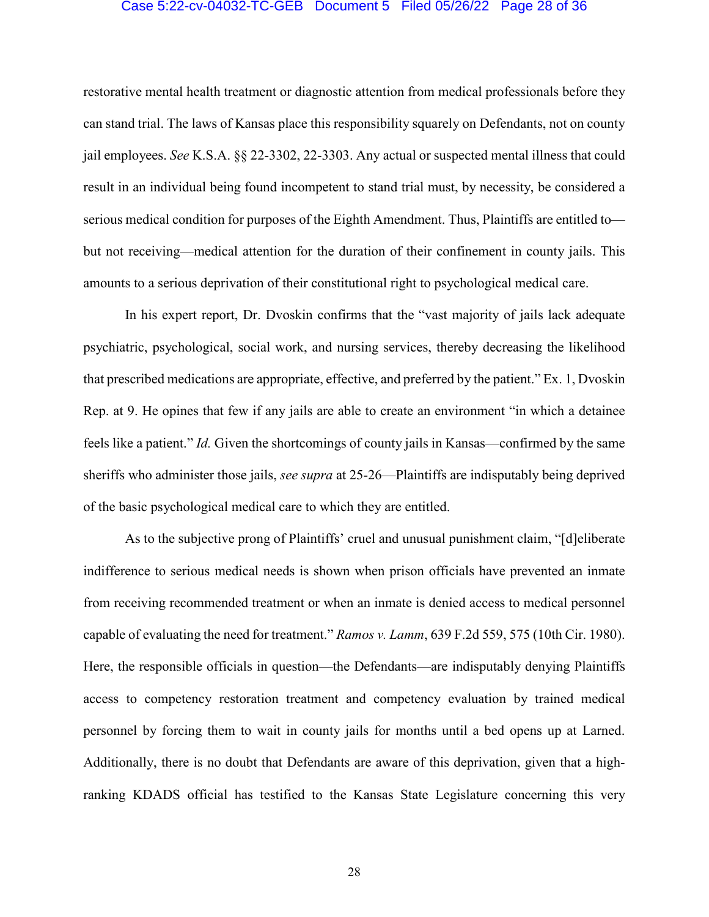restorative mental health treatment or diagnostic attention from medical professionals before they can stand trial. The laws of Kansas place this responsibility squarely on Defendants, not on county jail employees. *See* K.S.A. §§ 22-3302, 22-3303. Any actual or suspected mental illness that could result in an individual being found incompetent to stand trial must, by necessity, be considered a serious medical condition for purposes of the Eighth Amendment. Thus, Plaintiffs are entitled to—but not receiving—medical attention for the duration of their confinement in county jails. This amounts to a serious deprivation of their constitutional right to psychological medical care.

In his expert report, Dr. Dvoskin confirms that the "vast majority of jails lack adequate psychiatric, psychological, social work, and nursing services, thereby decreasing the likelihood that prescribed medications are appropriate, effective, and preferred by the patient." Ex. 1, Dvoskin Rep. at 9. He opines that few if any jails are able to create an environment "in which a detainee feels like a patient." *Id.* Given the shortcomings of county jails in Kansas—confirmed by the same sheriffs who administer those jails, *see supra* at 25-26—Plaintiffs are indisputably being deprived of the basic psychological medical care to which they are entitled.

As to the subjective prong of Plaintiffs' cruel and unusual punishment claim, "[d]eliberate indifference to serious medical needs is shown when prison officials have prevented an inmate from receiving recommended treatment or when an inmate is denied access to medical personnel capable of evaluating the need for treatment." *Ramos v. Lamm*, 639 F.2d 559, 575 (10th Cir. 1980). Here, the responsible officials in question—the Defendants—are indisputably denying Plaintiffs access to competency restoration treatment and competency evaluation by trained medical personnel by forcing them to wait in county jails for months until a bed opens up at Larned. Additionally, there is no doubt that Defendants are aware of this deprivation, given that a high-ranking KDADS official has testified to the Kansas State Legislature concerning this very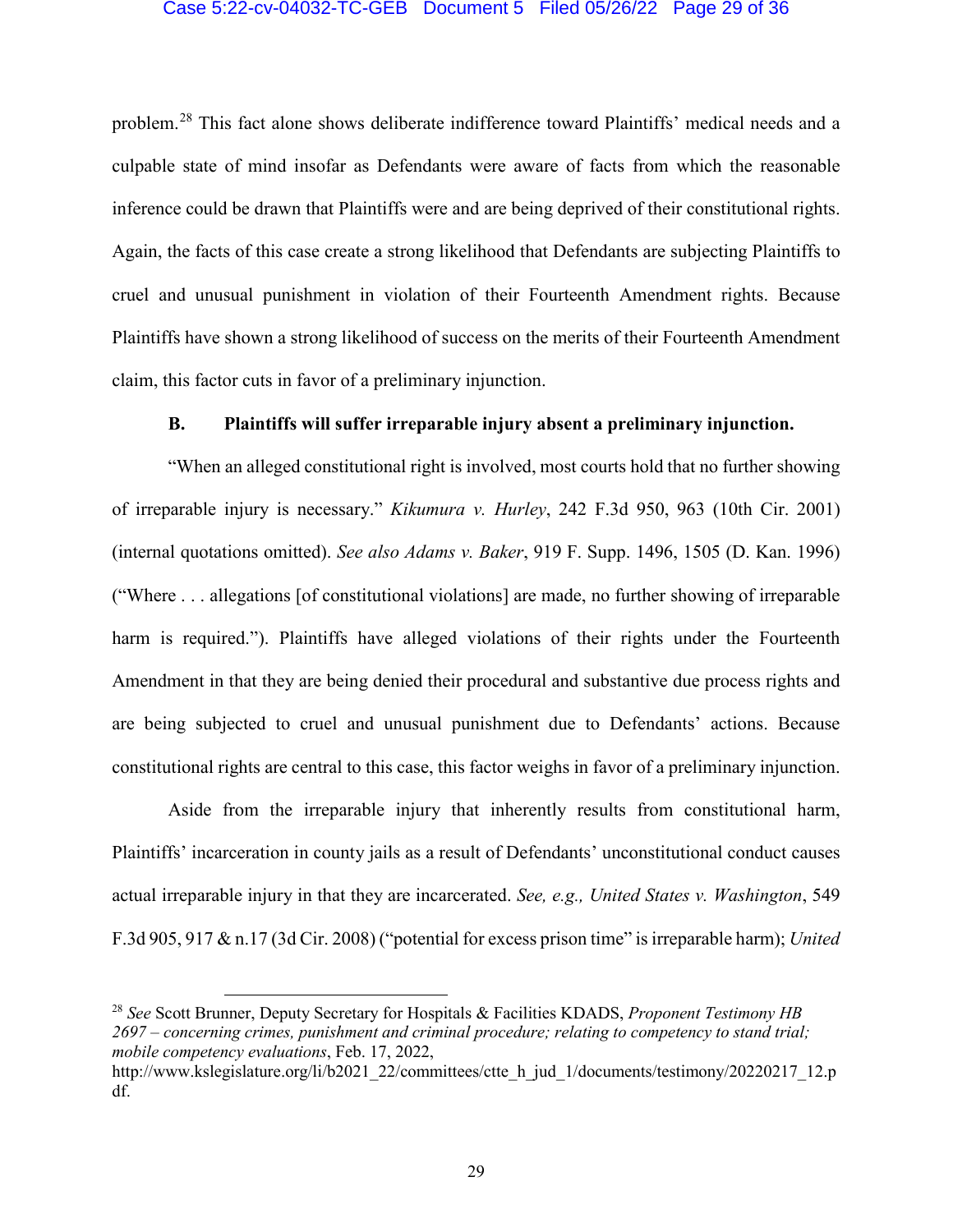problem.[28] This fact alone shows deliberate indifference toward Plaintiffs' medical needs and a culpable state of mind insofar as Defendants were aware of facts from which the reasonable inference could be drawn that Plaintiffs were and are being deprived of their constitutional rights. Again, the facts of this case create a strong likelihood that Defendants are subjecting Plaintiffs to cruel and unusual punishment in violation of their Fourteenth Amendment rights. Because Plaintiffs have shown a strong likelihood of success on the merits of their Fourteenth Amendment claim, this factor cuts in favor of a preliminary injunction.

### B. Plaintiffs will suffer irreparable injury absent a preliminary injunction.

"When an alleged constitutional right is involved, most courts hold that no further showing of irreparable injury is necessary." *Kikumura v. Hurley*, 242 F.3d 950, 963 (10th Cir. 2001) (internal quotations omitted). *See also Adams v. Baker*, 919 F. Supp. 1496, 1505 (D. Kan. 1996) ("Where . . . allegations [of constitutional violations] are made, no further showing of irreparable harm is required."). Plaintiffs have alleged violations of their rights under the Fourteenth Amendment in that they are being denied their procedural and substantive due process rights and are being subjected to cruel and unusual punishment due to Defendants' actions. Because constitutional rights are central to this case, this factor weighs in favor of a preliminary injunction.

Aside from the irreparable injury that inherently results from constitutional harm, Plaintiffs' incarceration in county jails as a result of Defendants' unconstitutional conduct causes actual irreparable injury in that they are incarcerated. *See, e.g., United States v. Washington*, 549 F.3d 905, 917 & n.17 (3d Cir. 2008) ("potential for excess prison time" is irreparable harm); *United*

---

[28] *See* Scott Brunner, Deputy Secretary for Hospitals & Facilities KDADS, *Proponent Testimony HB 2697 – concerning crimes, punishment and criminal procedure; relating to competency to stand trial; mobile competency evaluations*, Feb. 17, 2022, http://www.kslegislature.org/li/b2021_22/committees/ctte_h_jud_1/documents/testimony/20220217_12.pdf.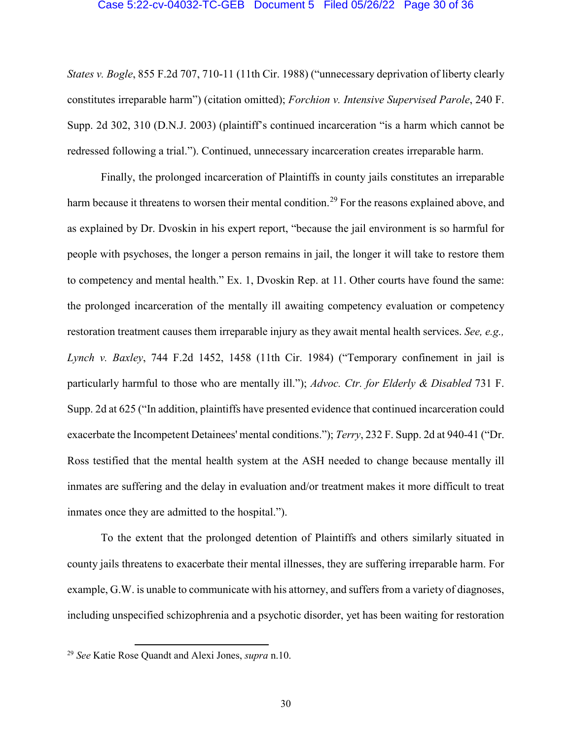*States v. Bogle*, 855 F.2d 707, 710-11 (11th Cir. 1988) ("unnecessary deprivation of liberty clearly constitutes irreparable harm") (citation omitted); *Forchion v. Intensive Supervised Parole*, 240 F. Supp. 2d 302, 310 (D.N.J. 2003) (plaintiff's continued incarceration "is a harm which cannot be redressed following a trial."). Continued, unnecessary incarceration creates irreparable harm.

Finally, the prolonged incarceration of Plaintiffs in county jails constitutes an irreparable harm because it threatens to worsen their mental condition.[29] For the reasons explained above, and as explained by Dr. Dvoskin in his expert report, "because the jail environment is so harmful for people with psychoses, the longer a person remains in jail, the longer it will take to restore them to competency and mental health." Ex. 1, Dvoskin Rep. at 11. Other courts have found the same: the prolonged incarceration of the mentally ill awaiting competency evaluation or competency restoration treatment causes them irreparable injury as they await mental health services. *See, e.g., Lynch v. Baxley*, 744 F.2d 1452, 1458 (11th Cir. 1984) ("Temporary confinement in jail is particularly harmful to those who are mentally ill."); *Advoc. Ctr. for Elderly & Disabled* 731 F. Supp. 2d at 625 ("In addition, plaintiffs have presented evidence that continued incarceration could exacerbate the Incompetent Detainees' mental conditions."); *Terry*, 232 F. Supp. 2d at 940-41 ("Dr. Ross testified that the mental health system at the ASH needed to change because mentally ill inmates are suffering and the delay in evaluation and/or treatment makes it more difficult to treat inmates once they are admitted to the hospital.").

To the extent that the prolonged detention of Plaintiffs and others similarly situated in county jails threatens to exacerbate their mental illnesses, they are suffering irreparable harm. For example, G.W. is unable to communicate with his attorney, and suffers from a variety of diagnoses, including unspecified schizophrenia and a psychotic disorder, yet has been waiting for restoration

---

[29] *See* Katie Rose Quandt and Alexi Jones, *supra* n.10.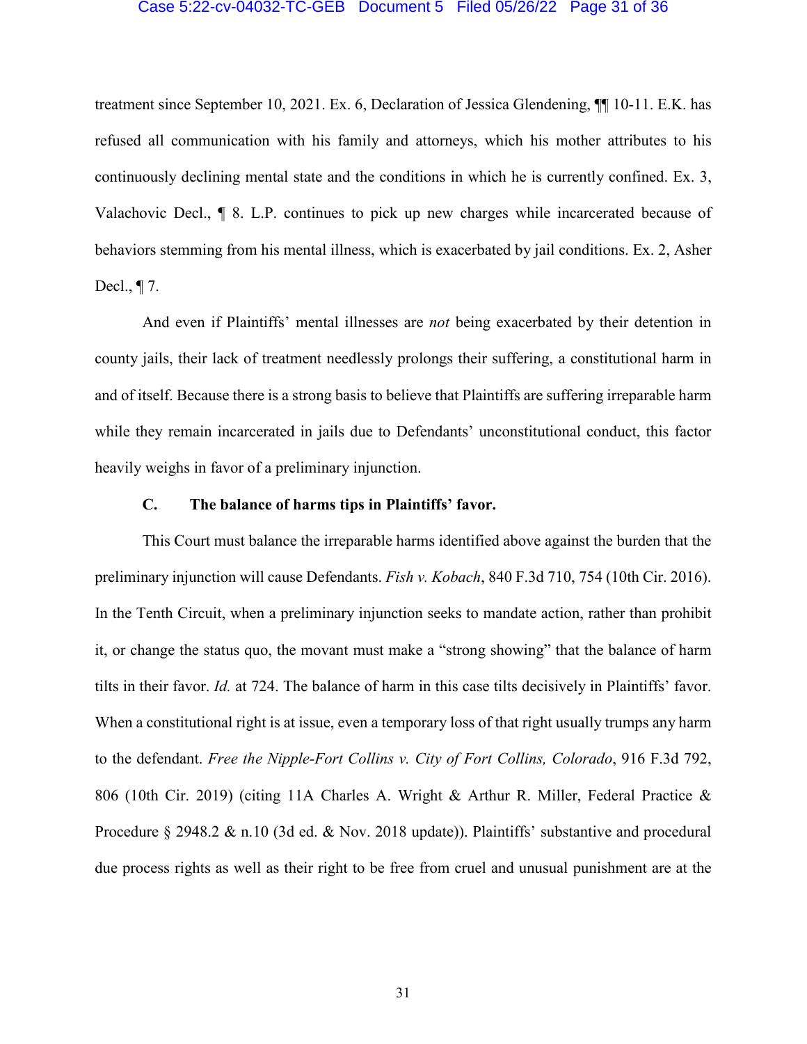treatment since September 10, 2021. Ex. 6, Declaration of Jessica Glendening, ¶¶ 10-11. E.K. has refused all communication with his family and attorneys, which his mother attributes to his continuously declining mental state and the conditions in which he is currently confined. Ex. 3, Valachovic Decl., ¶ 8. L.P. continues to pick up new charges while incarcerated because of behaviors stemming from his mental illness, which is exacerbated by jail conditions. Ex. 2, Asher Decl., ¶ 7.

And even if Plaintiffs' mental illnesses are *not* being exacerbated by their detention in county jails, their lack of treatment needlessly prolongs their suffering, a constitutional harm in and of itself. Because there is a strong basis to believe that Plaintiffs are suffering irreparable harm while they remain incarcerated in jails due to Defendants' unconstitutional conduct, this factor heavily weighs in favor of a preliminary injunction.

### C. The balance of harms tips in Plaintiffs' favor.

This Court must balance the irreparable harms identified above against the burden that the preliminary injunction will cause Defendants. *Fish v. Kobach*, 840 F.3d 710, 754 (10th Cir. 2016). In the Tenth Circuit, when a preliminary injunction seeks to mandate action, rather than prohibit it, or change the status quo, the movant must make a "strong showing" that the balance of harm tilts in their favor. *Id.* at 724. The balance of harm in this case tilts decisively in Plaintiffs' favor. When a constitutional right is at issue, even a temporary loss of that right usually trumps any harm to the defendant. *Free the Nipple-Fort Collins v. City of Fort Collins, Colorado*, 916 F.3d 792, 806 (10th Cir. 2019) (citing 11A Charles A. Wright & Arthur R. Miller, Federal Practice & Procedure § 2948.2 & n.10 (3d ed. & Nov. 2018 update)). Plaintiffs' substantive and procedural due process rights as well as their right to be free from cruel and unusual punishment are at the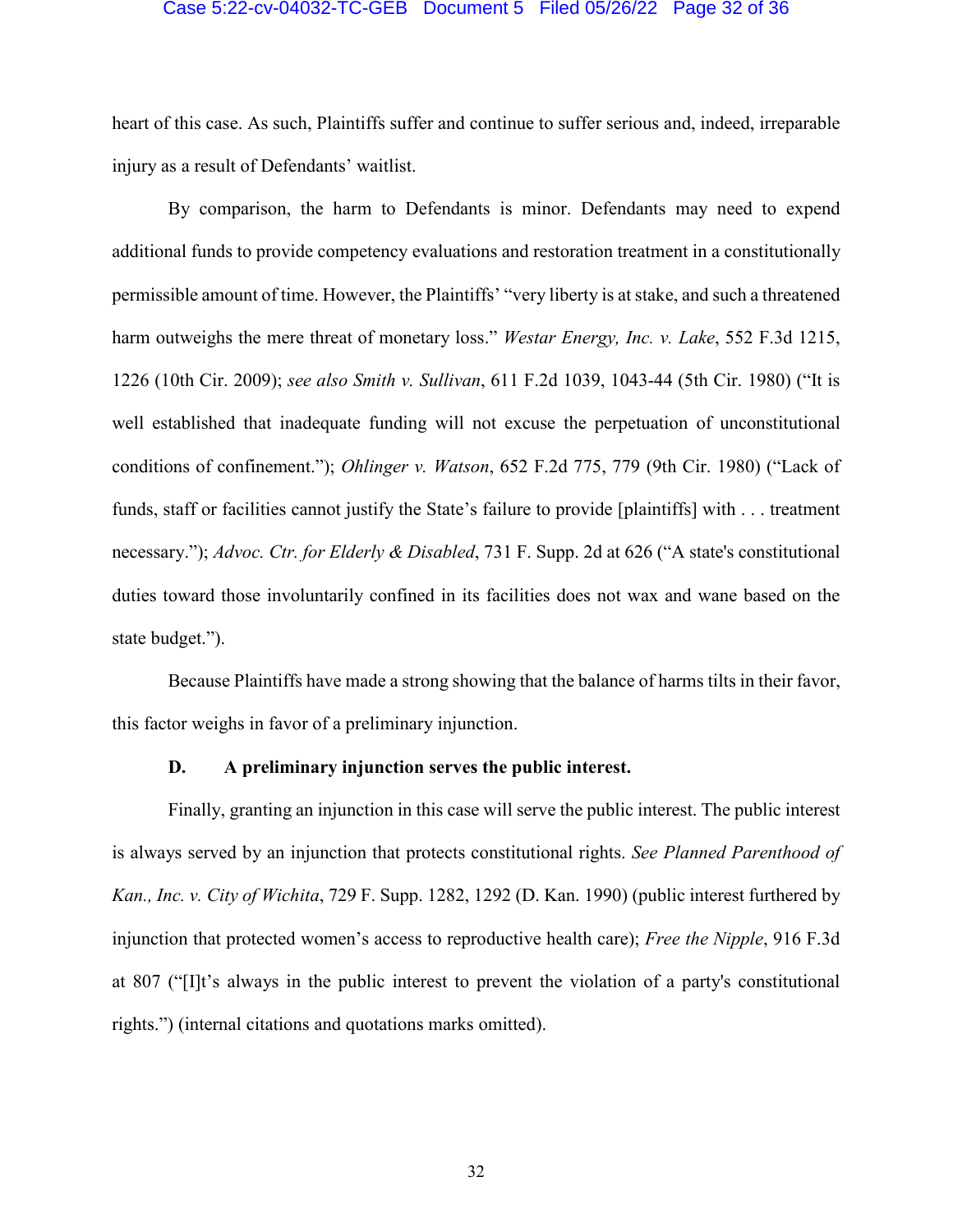heart of this case. As such, Plaintiffs suffer and continue to suffer serious and, indeed, irreparable injury as a result of Defendants' waitlist.

By comparison, the harm to Defendants is minor. Defendants may need to expend additional funds to provide competency evaluations and restoration treatment in a constitutionally permissible amount of time. However, the Plaintiffs' "very liberty is at stake, and such a threatened harm outweighs the mere threat of monetary loss." *Westar Energy, Inc. v. Lake*, 552 F.3d 1215, 1226 (10th Cir. 2009); *see also Smith v. Sullivan*, 611 F.2d 1039, 1043-44 (5th Cir. 1980) ("It is well established that inadequate funding will not excuse the perpetuation of unconstitutional conditions of confinement."); *Ohlinger v. Watson*, 652 F.2d 775, 779 (9th Cir. 1980) ("Lack of funds, staff or facilities cannot justify the State's failure to provide [plaintiffs] with . . . treatment necessary."); *Advoc. Ctr. for Elderly & Disabled*, 731 F. Supp. 2d at 626 ("A state's constitutional duties toward those involuntarily confined in its facilities does not wax and wane based on the state budget.").

Because Plaintiffs have made a strong showing that the balance of harms tilts in their favor, this factor weighs in favor of a preliminary injunction.

### D. A preliminary injunction serves the public interest.

Finally, granting an injunction in this case will serve the public interest. The public interest is always served by an injunction that protects constitutional rights. *See Planned Parenthood of Kan., Inc. v. City of Wichita*, 729 F. Supp. 1282, 1292 (D. Kan. 1990) (public interest furthered by injunction that protected women's access to reproductive health care); *Free the Nipple*, 916 F.3d at 807 ("[I]t's always in the public interest to prevent the violation of a party's constitutional rights.") (internal citations and quotations marks omitted).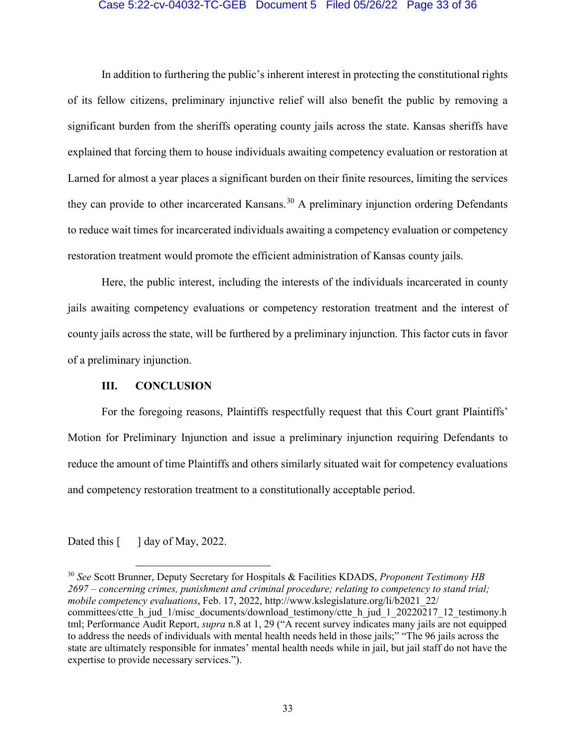In addition to furthering the public's inherent interest in protecting the constitutional rights of its fellow citizens, preliminary injunctive relief will also benefit the public by removing a significant burden from the sheriffs operating county jails across the state. Kansas sheriffs have explained that forcing them to house individuals awaiting competency evaluation or restoration at Larned for almost a year places a significant burden on their finite resources, limiting the services they can provide to other incarcerated Kansans.[30] A preliminary injunction ordering Defendants to reduce wait times for incarcerated individuals awaiting a competency evaluation or competency restoration treatment would promote the efficient administration of Kansas county jails.

Here, the public interest, including the interests of the individuals incarcerated in county jails awaiting competency evaluations or competency restoration treatment and the interest of county jails across the state, will be furthered by a preliminary injunction. This factor cuts in favor of a preliminary injunction.

## III. CONCLUSION

For the foregoing reasons, Plaintiffs respectfully request that this Court grant Plaintiffs' Motion for Preliminary Injunction and issue a preliminary injunction requiring Defendants to reduce the amount of time Plaintiffs and others similarly situated wait for competency evaluations and competency restoration treatment to a constitutionally acceptable period.

Dated this [ ] day of May, 2022.

---

[30] *See* Scott Brunner, Deputy Secretary for Hospitals & Facilities KDADS, *Proponent Testimony HB 2697 – concerning crimes, punishment and criminal procedure; relating to competency to stand trial; mobile competency evaluations*, Feb. 17, 2022, http://www.kslegislature.org/li/b2021_22/committees/ctte_h_jud_1/misc_documents/download_testimony/ctte_h_jud_1_20220217_12_testimony.html; Performance Audit Report, *supra* n.8 at 1, 29 ("A recent survey indicates many jails are not equipped to address the needs of individuals with mental health needs held in those jails;" "The 96 jails across the state are ultimately responsible for inmates' mental health needs while in jail, but jail staff do not have the expertise to provide necessary services.").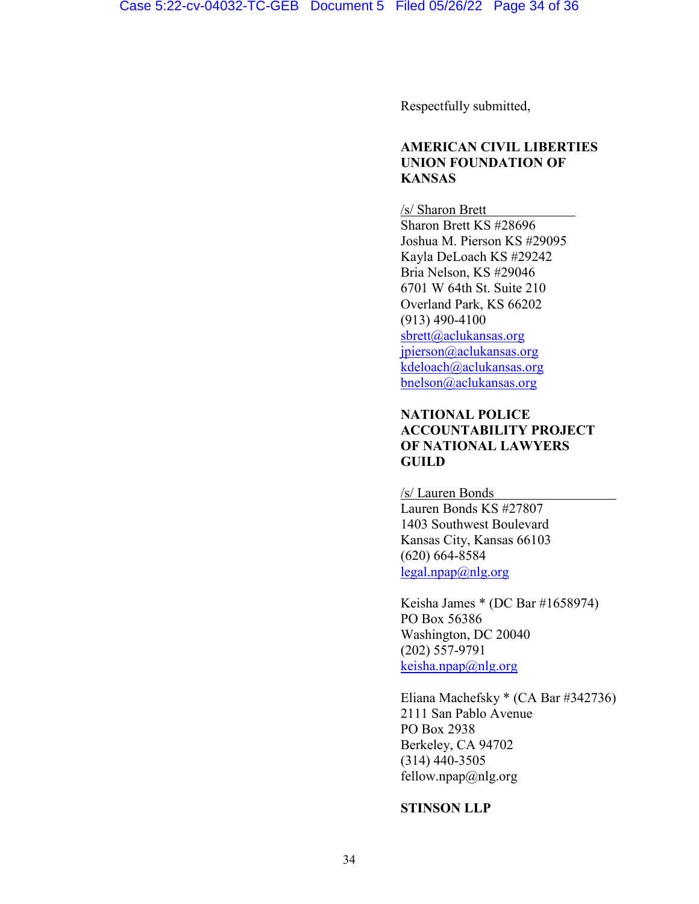Respectfully submitted,

**AMERICAN CIVIL LIBERTIES UNION FOUNDATION OF KANSAS**

/s/ Sharon Brett
Sharon Brett KS #28696
Joshua M. Pierson KS #29095
Kayla DeLoach KS #29242
Bria Nelson, KS #29046
6701 W 64th St. Suite 210
Overland Park, KS 66202
(913) 490-4100
sbrett@aclukansas.org
jpierson@aclukansas.org
kdeloach@aclukansas.org
bnelson@aclukansas.org

**NATIONAL POLICE ACCOUNTABILITY PROJECT OF NATIONAL LAWYERS GUILD**

/s/ Lauren Bonds
Lauren Bonds KS #27807
1403 Southwest Boulevard
Kansas City, Kansas 66103
(620) 664-8584
legal.npap@nlg.org

Keisha James * (DC Bar #1658974)
PO Box 56386
Washington, DC 20040
(202) 557-9791
keisha.npap@nlg.org

Eliana Machefsky * (CA Bar #342736)
2111 San Pablo Avenue
PO Box 2938
Berkeley, CA 94702
(314) 440-3505
fellow.npap@nlg.org

**STINSON LLP**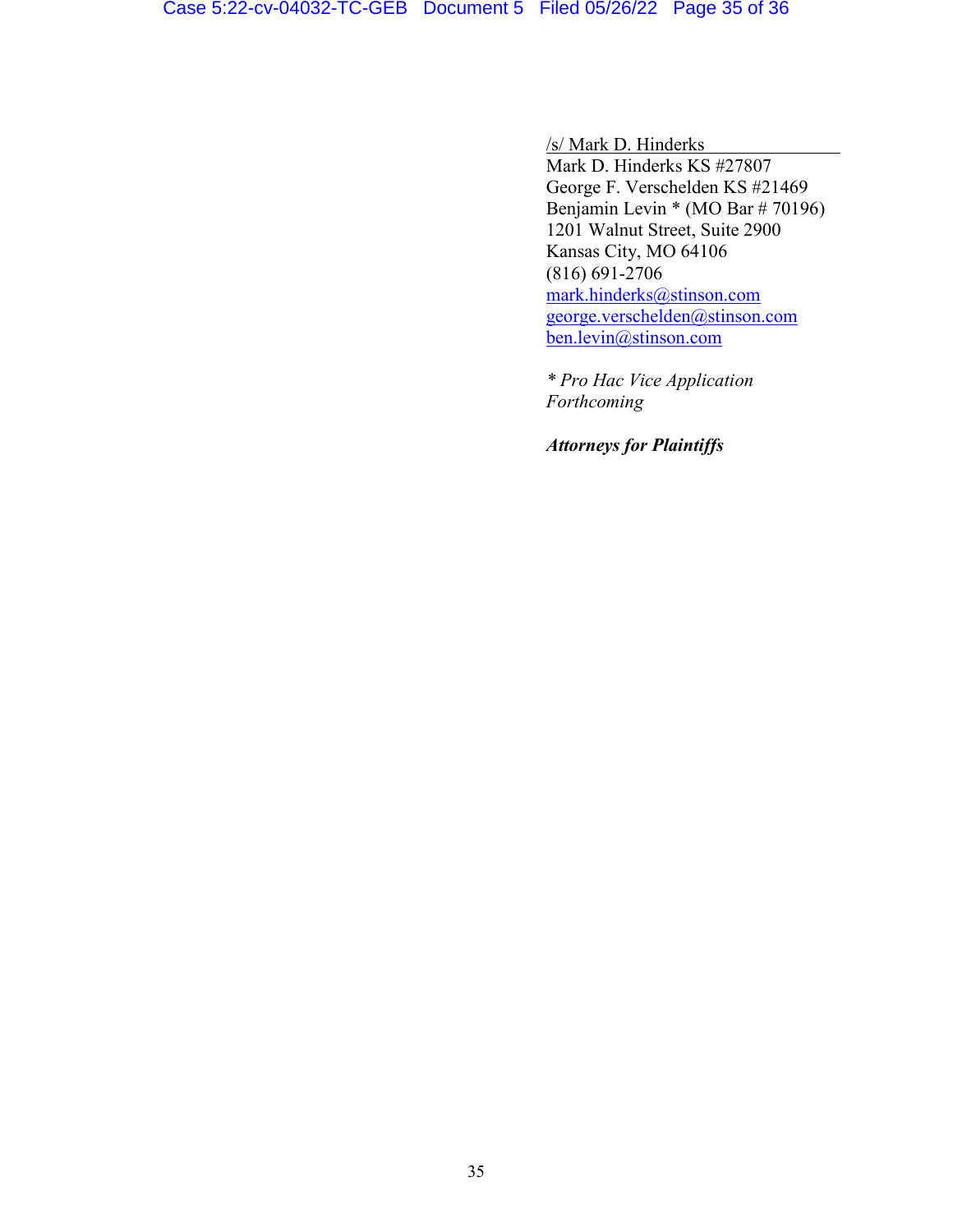/s/ Mark D. Hinderks
Mark D. Hinderks KS #27807
George F. Verschelden KS #21469
Benjamin Levin * (MO Bar # 70196)
1201 Walnut Street, Suite 2900
Kansas City, MO 64106
(816) 691-2706
mark.hinderks@stinson.com
george.verschelden@stinson.com
ben.levin@stinson.com

*\* Pro Hac Vice Application Forthcoming*

***Attorneys for Plaintiffs***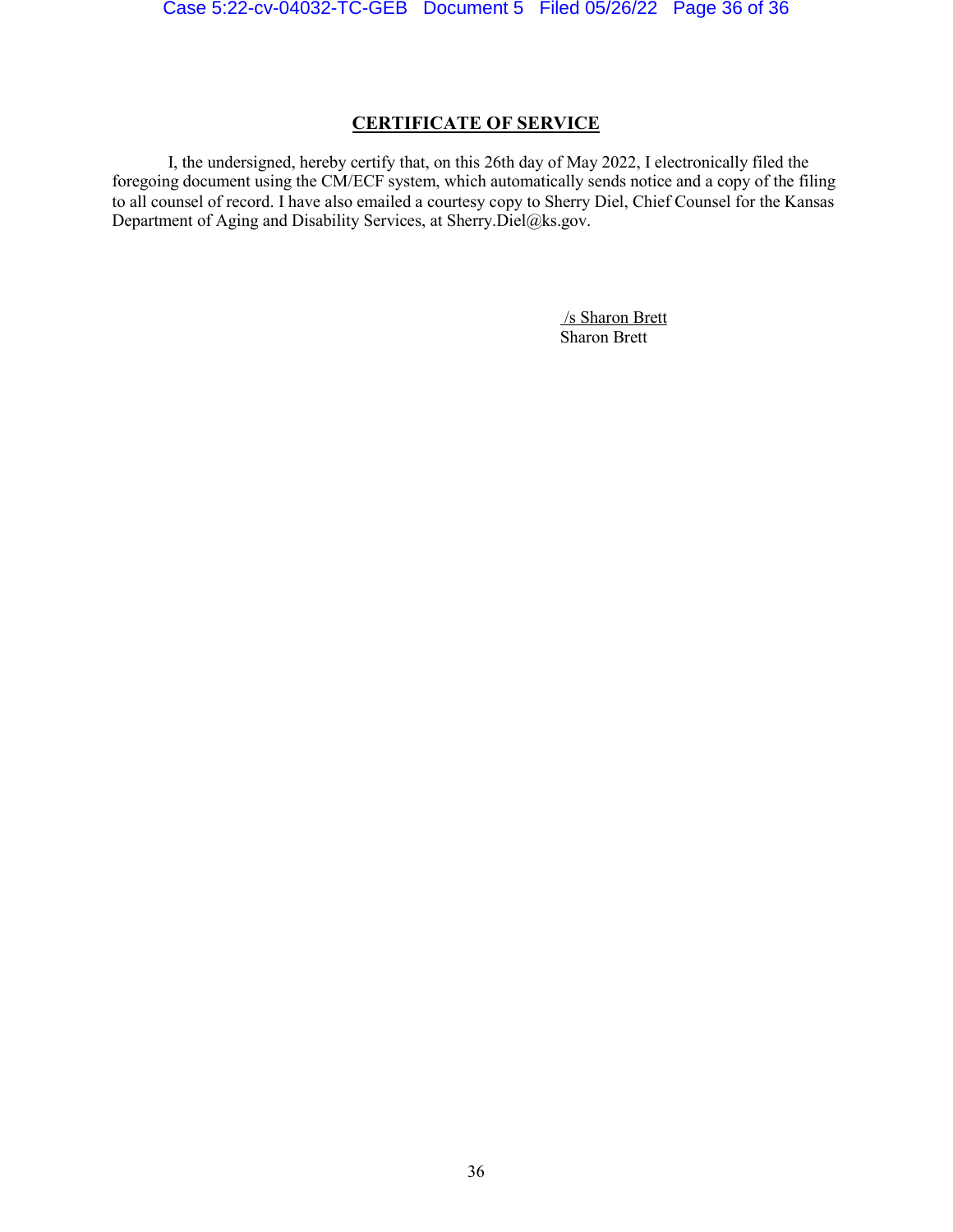## CERTIFICATE OF SERVICE

I, the undersigned, hereby certify that, on this 26th day of May 2022, I electronically filed the foregoing document using the CM/ECF system, which automatically sends notice and a copy of the filing to all counsel of record. I have also emailed a courtesy copy to Sherry Diel, Chief Counsel for the Kansas Department of Aging and Disability Services, at Sherry.Diel@ks.gov.

/s Sharon Brett
Sharon Brett